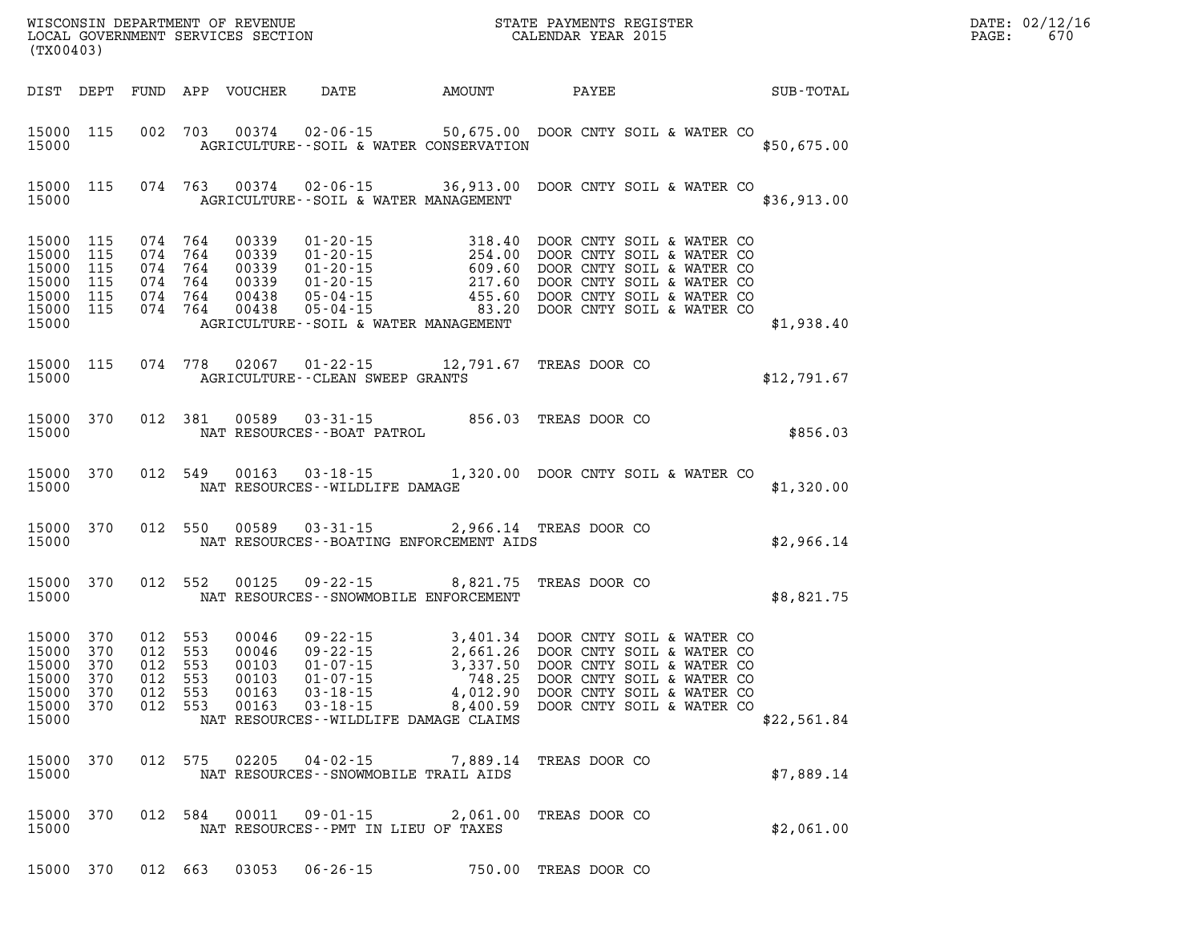WISCONSIN DEPARTMENT OF REVENUE
LOCAL GOVERNMENT SERVICES SECTION
(TX00403)

STATE PAYMENTS REGISTER
CALENDAR YEAR 2015

DATE: 02/12/16
PAGE: 670

| DIST | DEPT | FUND | APP | VOUCHER | DATE | AMOUNT | PAYEE | SUB-TOTAL |
|---|---|---|---|---|---|---|---|---|
| 15000 | 115 | 002 | 703 | 00374 | 02-06-15 | 50,675.00 | DOOR CNTY SOIL & WATER CO | |
| 15000 | | | | | AGRICULTURE--SOIL & WATER CONSERVATION | | | $50,675.00 |
| 15000 | 115 | 074 | 763 | 00374 | 02-06-15 | 36,913.00 | DOOR CNTY SOIL & WATER CO | |
| 15000 | | | | | AGRICULTURE--SOIL & WATER MANAGEMENT | | | $36,913.00 |
| 15000 | 115 | 074 | 764 | 00339 | 01-20-15 | 318.40 | DOOR CNTY SOIL & WATER CO | |
| 15000 | 115 | 074 | 764 | 00339 | 01-20-15 | 254.00 | DOOR CNTY SOIL & WATER CO | |
| 15000 | 115 | 074 | 764 | 00339 | 01-20-15 | 609.60 | DOOR CNTY SOIL & WATER CO | |
| 15000 | 115 | 074 | 764 | 00339 | 01-20-15 | 217.60 | DOOR CNTY SOIL & WATER CO | |
| 15000 | 115 | 074 | 764 | 00438 | 05-04-15 | 455.60 | DOOR CNTY SOIL & WATER CO | |
| 15000 | 115 | 074 | 764 | 00438 | 05-04-15 | 83.20 | DOOR CNTY SOIL & WATER CO | |
| 15000 | | | | | AGRICULTURE--SOIL & WATER MANAGEMENT | | | $1,938.40 |
| 15000 | 115 | 074 | 778 | 02067 | 01-22-15 | 12,791.67 | TREAS DOOR CO | |
| 15000 | | | | | AGRICULTURE--CLEAN SWEEP GRANTS | | | $12,791.67 |
| 15000 | 370 | 012 | 381 | 00589 | 03-31-15 | 856.03 | TREAS DOOR CO | |
| 15000 | | | | | NAT RESOURCES--BOAT PATROL | | | $856.03 |
| 15000 | 370 | 012 | 549 | 00163 | 03-18-15 | 1,320.00 | DOOR CNTY SOIL & WATER CO | |
| 15000 | | | | | NAT RESOURCES--WILDLIFE DAMAGE | | | $1,320.00 |
| 15000 | 370 | 012 | 550 | 00589 | 03-31-15 | 2,966.14 | TREAS DOOR CO | |
| 15000 | | | | | NAT RESOURCES--BOATING ENFORCEMENT AIDS | | | $2,966.14 |
| 15000 | 370 | 012 | 552 | 00125 | 09-22-15 | 8,821.75 | TREAS DOOR CO | |
| 15000 | | | | | NAT RESOURCES--SNOWMOBILE ENFORCEMENT | | | $8,821.75 |
| 15000 | 370 | 012 | 553 | 00046 | 09-22-15 | 3,401.34 | DOOR CNTY SOIL & WATER CO | |
| 15000 | 370 | 012 | 553 | 00046 | 09-22-15 | 2,661.26 | DOOR CNTY SOIL & WATER CO | |
| 15000 | 370 | 012 | 553 | 00103 | 01-07-15 | 3,337.50 | DOOR CNTY SOIL & WATER CO | |
| 15000 | 370 | 012 | 553 | 00103 | 01-07-15 | 748.25 | DOOR CNTY SOIL & WATER CO | |
| 15000 | 370 | 012 | 553 | 00163 | 03-18-15 | 4,012.90 | DOOR CNTY SOIL & WATER CO | |
| 15000 | 370 | 012 | 553 | 00163 | 03-18-15 | 8,400.59 | DOOR CNTY SOIL & WATER CO | |
| 15000 | | | | | NAT RESOURCES--WILDLIFE DAMAGE CLAIMS | | | $22,561.84 |
| 15000 | 370 | 012 | 575 | 02205 | 04-02-15 | 7,889.14 | TREAS DOOR CO | |
| 15000 | | | | | NAT RESOURCES--SNOWMOBILE TRAIL AIDS | | | $7,889.14 |
| 15000 | 370 | 012 | 584 | 00011 | 09-01-15 | 2,061.00 | TREAS DOOR CO | |
| 15000 | | | | | NAT RESOURCES--PMT IN LIEU OF TAXES | | | $2,061.00 |
| 15000 | 370 | 012 | 663 | 03053 | 06-26-15 | 750.00 | TREAS DOOR CO | |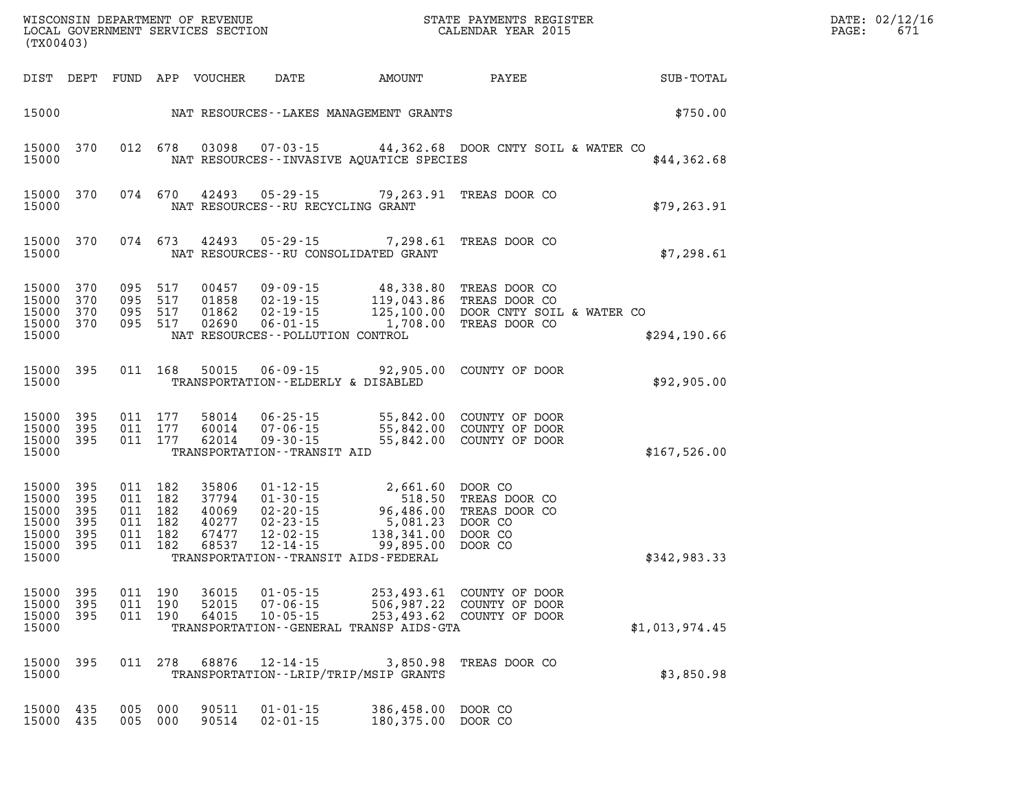WISCONSIN DEPARTMENT OF REVENUE
LOCAL GOVERNMENT SERVICES SECTION
(TX00403)

STATE PAYMENTS REGISTER
CALENDAR YEAR 2015

DATE: 02/12/16
PAGE: 671

| DIST | DEPT | FUND | APP | VOUCHER | DATE | AMOUNT | PAYEE | SUB-TOTAL |
|---|---|---|---|---|---|---|---|---|
| 15000 | | | | | NAT RESOURCES--LAKES MANAGEMENT GRANTS | | | $750.00 |
| 15000 | 370 | 012 | 678 | 03098 | 07-03-15 | 44,362.68 | DOOR CNTY SOIL & WATER CO | |
| 15000 | | | | | NAT RESOURCES--INVASIVE AQUATICE SPECIES | | | $44,362.68 |
| 15000 | 370 | 074 | 670 | 42493 | 05-29-15 | 79,263.91 | TREAS DOOR CO | |
| 15000 | | | | | NAT RESOURCES--RU RECYCLING GRANT | | | $79,263.91 |
| 15000 | 370 | 074 | 673 | 42493 | 05-29-15 | 7,298.61 | TREAS DOOR CO | |
| 15000 | | | | | NAT RESOURCES--RU CONSOLIDATED GRANT | | | $7,298.61 |
| 15000 | 370 | 095 | 517 | 00457 | 09-09-15 | 48,338.80 | TREAS DOOR CO | |
| 15000 | 370 | 095 | 517 | 01858 | 02-19-15 | 119,043.86 | TREAS DOOR CO | |
| 15000 | 370 | 095 | 517 | 01862 | 02-19-15 | 125,100.00 | DOOR CNTY SOIL & WATER CO | |
| 15000 | 370 | 095 | 517 | 02690 | 06-01-15 | 1,708.00 | TREAS DOOR CO | |
| 15000 | | | | | NAT RESOURCES--POLLUTION CONTROL | | | $294,190.66 |
| 15000 | 395 | 011 | 168 | 50015 | 06-09-15 | 92,905.00 | COUNTY OF DOOR | |
| 15000 | | | | | TRANSPORTATION--ELDERLY & DISABLED | | | $92,905.00 |
| 15000 | 395 | 011 | 177 | 58014 | 06-25-15 | 55,842.00 | COUNTY OF DOOR | |
| 15000 | 395 | 011 | 177 | 60014 | 07-06-15 | 55,842.00 | COUNTY OF DOOR | |
| 15000 | 395 | 011 | 177 | 62014 | 09-30-15 | 55,842.00 | COUNTY OF DOOR | |
| 15000 | | | | | TRANSPORTATION--TRANSIT AID | | | $167,526.00 |
| 15000 | 395 | 011 | 182 | 35806 | 01-12-15 | 2,661.60 | DOOR CO | |
| 15000 | 395 | 011 | 182 | 37794 | 01-30-15 | 518.50 | TREAS DOOR CO | |
| 15000 | 395 | 011 | 182 | 40069 | 02-20-15 | 96,486.00 | TREAS DOOR CO | |
| 15000 | 395 | 011 | 182 | 40277 | 02-23-15 | 5,081.23 | DOOR CO | |
| 15000 | 395 | 011 | 182 | 67477 | 12-02-15 | 138,341.00 | DOOR CO | |
| 15000 | 395 | 011 | 182 | 68537 | 12-14-15 | 99,895.00 | DOOR CO | |
| 15000 | | | | | TRANSPORTATION--TRANSIT AIDS-FEDERAL | | | $342,983.33 |
| 15000 | 395 | 011 | 190 | 36015 | 01-05-15 | 253,493.61 | COUNTY OF DOOR | |
| 15000 | 395 | 011 | 190 | 52015 | 07-06-15 | 506,987.22 | COUNTY OF DOOR | |
| 15000 | 395 | 011 | 190 | 64015 | 10-05-15 | 253,493.62 | COUNTY OF DOOR | |
| 15000 | | | | | TRANSPORTATION--GENERAL TRANSP AIDS-GTA | | | $1,013,974.45 |
| 15000 | 395 | 011 | 278 | 68876 | 12-14-15 | 3,850.98 | TREAS DOOR CO | |
| 15000 | | | | | TRANSPORTATION--LRIP/TRIP/MSIP GRANTS | | | $3,850.98 |
| 15000 | 435 | 005 | 000 | 90511 | 01-01-15 | 386,458.00 | DOOR CO | |
| 15000 | 435 | 005 | 000 | 90514 | 02-01-15 | 180,375.00 | DOOR CO | |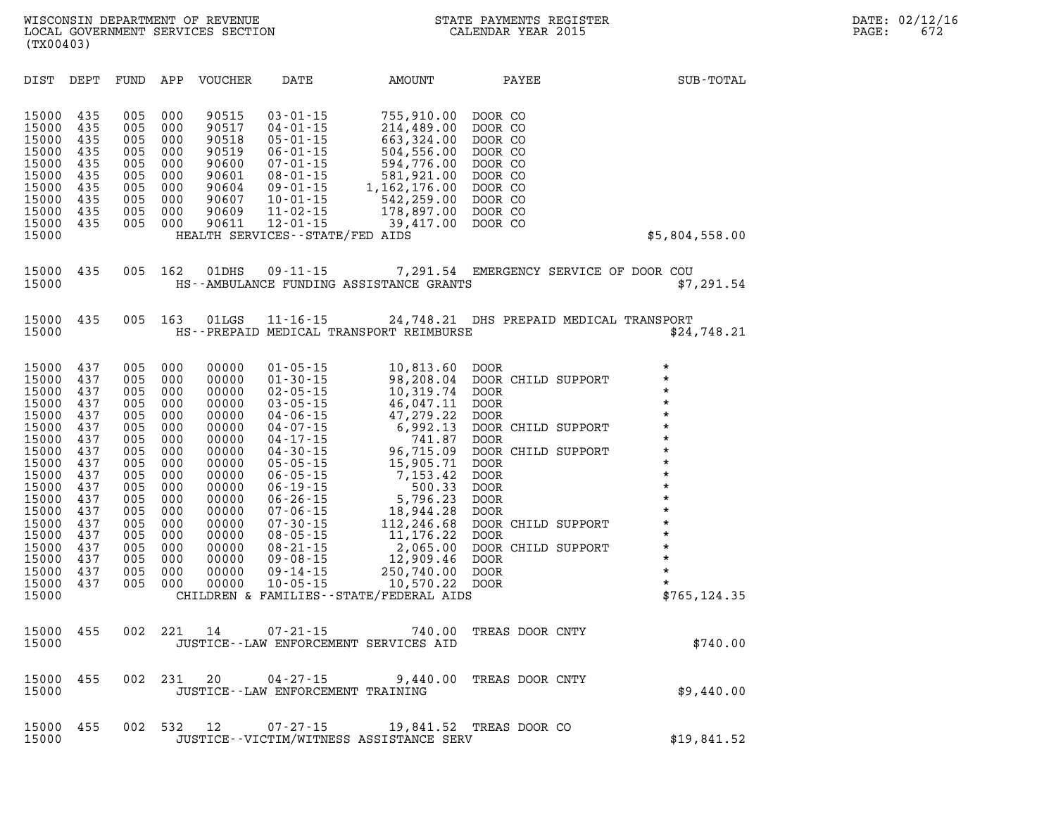WISCONSIN DEPARTMENT OF REVENUE
LOCAL GOVERNMENT SERVICES SECTION
(TX00403)

STATE PAYMENTS REGISTER
CALENDAR YEAR 2015

DATE: 02/12/16
PAGE: 672

| DIST | DEPT | FUND | APP | VOUCHER | DATE | AMOUNT | PAYEE | SUB-TOTAL |
|---|---|---|---|---|---|---|---|---|
| 15000 | 435 | 005 | 000 | 90515 | 03-01-15 | 755,910.00 | DOOR CO | |
| 15000 | 435 | 005 | 000 | 90517 | 04-01-15 | 214,489.00 | DOOR CO | |
| 15000 | 435 | 005 | 000 | 90518 | 05-01-15 | 663,324.00 | DOOR CO | |
| 15000 | 435 | 005 | 000 | 90519 | 06-01-15 | 504,556.00 | DOOR CO | |
| 15000 | 435 | 005 | 000 | 90600 | 07-01-15 | 594,776.00 | DOOR CO | |
| 15000 | 435 | 005 | 000 | 90601 | 08-01-15 | 581,921.00 | DOOR CO | |
| 15000 | 435 | 005 | 000 | 90604 | 09-01-15 | 1,162,176.00 | DOOR CO | |
| 15000 | 435 | 005 | 000 | 90607 | 10-01-15 | 542,259.00 | DOOR CO | |
| 15000 | 435 | 005 | 000 | 90609 | 11-02-15 | 178,897.00 | DOOR CO | |
| 15000 | 435 | 005 | 000 | 90611 | 12-01-15 | 39,417.00 | DOOR CO | |
| 15000 | | | | | HEALTH SERVICES--STATE/FED AIDS | | | $5,804,558.00 |
| 15000 | 435 | 005 | 162 | 01DHS | 09-11-15 | 7,291.54 | EMERGENCY SERVICE OF DOOR COU | |
| 15000 | | | | | HS--AMBULANCE FUNDING ASSISTANCE GRANTS | | | $7,291.54 |
| 15000 | 435 | 005 | 163 | 01LGS | 11-16-15 | 24,748.21 | DHS PREPAID MEDICAL TRANSPORT | |
| 15000 | | | | | HS--PREPAID MEDICAL TRANSPORT REIMBURSE | | | $24,748.21 |
| 15000 | 437 | 005 | 000 | 00000 | 01-05-15 | 10,813.60 | DOOR | * |
| 15000 | 437 | 005 | 000 | 00000 | 01-30-15 | 98,208.04 | DOOR CHILD SUPPORT | * |
| 15000 | 437 | 005 | 000 | 00000 | 02-05-15 | 10,319.74 | DOOR | * |
| 15000 | 437 | 005 | 000 | 00000 | 03-05-15 | 46,047.11 | DOOR | * |
| 15000 | 437 | 005 | 000 | 00000 | 04-06-15 | 47,279.22 | DOOR | * |
| 15000 | 437 | 005 | 000 | 00000 | 04-07-15 | 6,992.13 | DOOR CHILD SUPPORT | * |
| 15000 | 437 | 005 | 000 | 00000 | 04-17-15 | 741.87 | DOOR | * |
| 15000 | 437 | 005 | 000 | 00000 | 04-30-15 | 96,715.09 | DOOR CHILD SUPPORT | * |
| 15000 | 437 | 005 | 000 | 00000 | 05-05-15 | 15,905.71 | DOOR | * |
| 15000 | 437 | 005 | 000 | 00000 | 06-05-15 | 7,153.42 | DOOR | * |
| 15000 | 437 | 005 | 000 | 00000 | 06-19-15 | 500.33 | DOOR | * |
| 15000 | 437 | 005 | 000 | 00000 | 06-26-15 | 5,796.23 | DOOR | * |
| 15000 | 437 | 005 | 000 | 00000 | 07-06-15 | 18,944.28 | DOOR | * |
| 15000 | 437 | 005 | 000 | 00000 | 07-30-15 | 112,246.68 | DOOR CHILD SUPPORT | * |
| 15000 | 437 | 005 | 000 | 00000 | 08-05-15 | 11,176.22 | DOOR | * |
| 15000 | 437 | 005 | 000 | 00000 | 08-21-15 | 2,065.00 | DOOR CHILD SUPPORT | * |
| 15000 | 437 | 005 | 000 | 00000 | 09-08-15 | 12,909.46 | DOOR | * |
| 15000 | 437 | 005 | 000 | 00000 | 09-14-15 | 250,740.00 | DOOR | * |
| 15000 | 437 | 005 | 000 | 00000 | 10-05-15 | 10,570.22 | DOOR | * |
| 15000 | | | | | CHILDREN & FAMILIES--STATE/FEDERAL AIDS | | | $765,124.35 |
| 15000 | 455 | 002 | 221 | 14 | 07-21-15 | 740.00 | TREAS DOOR CNTY | |
| 15000 | | | | | JUSTICE--LAW ENFORCEMENT SERVICES AID | | | $740.00 |
| 15000 | 455 | 002 | 231 | 20 | 04-27-15 | 9,440.00 | TREAS DOOR CNTY | |
| 15000 | | | | | JUSTICE--LAW ENFORCEMENT TRAINING | | | $9,440.00 |
| 15000 | 455 | 002 | 532 | 12 | 07-27-15 | 19,841.52 | TREAS DOOR CO | |
| 15000 | | | | | JUSTICE--VICTIM/WITNESS ASSISTANCE SERV | | | $19,841.52 |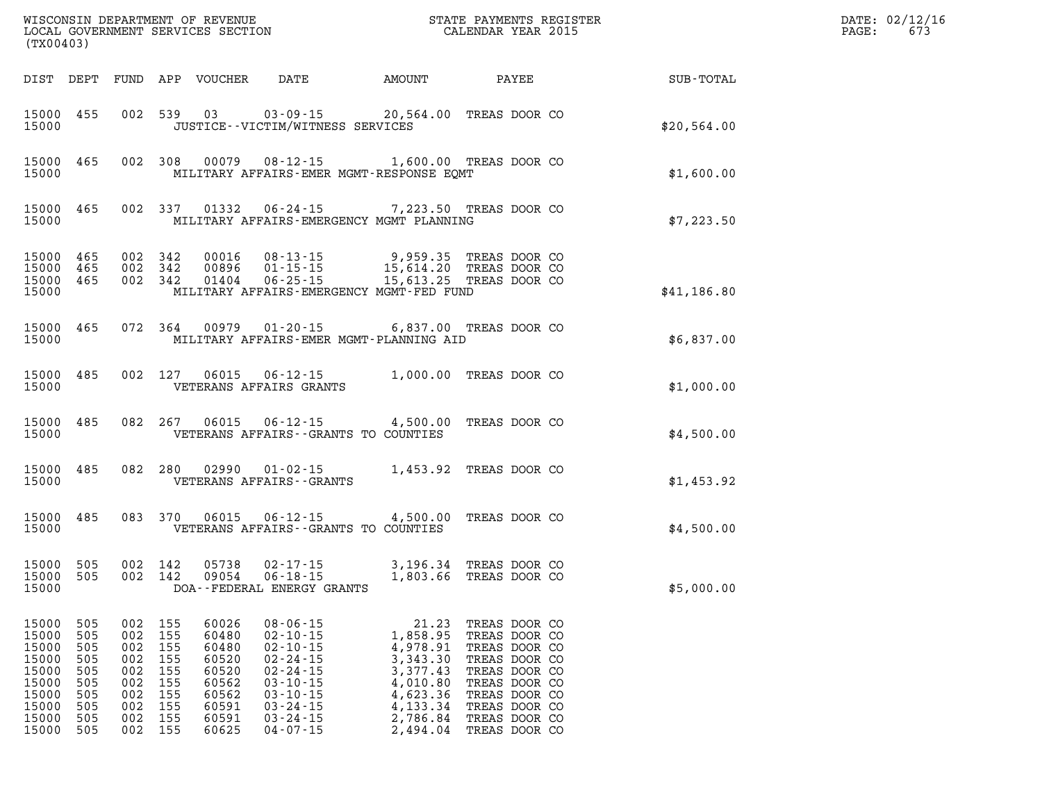WISCONSIN DEPARTMENT OF REVENUE
LOCAL GOVERNMENT SERVICES SECTION
(TX00403)

STATE PAYMENTS REGISTER
CALENDAR YEAR 2015

DATE: 02/12/16

| DIST | DEPT | FUND | APP | VOUCHER | DATE | AMOUNT | PAYEE | SUB-TOTAL |
|---|---|---|---|---|---|---|---|---|
| 15000 | 455 | 002 | 539 | 03 | 03-09-15 | 20,564.00 | TREAS DOOR CO | |
| 15000 | | | | JUSTICE--VICTIM/WITNESS SERVICES | | | | $20,564.00 |
| 15000 | 465 | 002 | 308 | 00079 | 08-12-15 | 1,600.00 | TREAS DOOR CO | |
| 15000 | | | | MILITARY AFFAIRS-EMER MGMT-RESPONSE EQMT | | | | $1,600.00 |
| 15000 | 465 | 002 | 337 | 01332 | 06-24-15 | 7,223.50 | TREAS DOOR CO | |
| 15000 | | | | MILITARY AFFAIRS-EMERGENCY MGMT PLANNING | | | | $7,223.50 |
| 15000 | 465 | 002 | 342 | 00016 | 08-13-15 | 9,959.35 | TREAS DOOR CO | |
| 15000 | 465 | 002 | 342 | 00896 | 01-15-15 | 15,614.20 | TREAS DOOR CO | |
| 15000 | 465 | 002 | 342 | 01404 | 06-25-15 | 15,613.25 | TREAS DOOR CO | |
| 15000 | | | | MILITARY AFFAIRS-EMERGENCY MGMT-FED FUND | | | | $41,186.80 |
| 15000 | 465 | 072 | 364 | 00979 | 01-20-15 | 6,837.00 | TREAS DOOR CO | |
| 15000 | | | | MILITARY AFFAIRS-EMER MGMT-PLANNING AID | | | | $6,837.00 |
| 15000 | 485 | 002 | 127 | 06015 | 06-12-15 | 1,000.00 | TREAS DOOR CO | |
| 15000 | | | | VETERANS AFFAIRS GRANTS | | | | $1,000.00 |
| 15000 | 485 | 082 | 267 | 06015 | 06-12-15 | 4,500.00 | TREAS DOOR CO | |
| 15000 | | | | VETERANS AFFAIRS--GRANTS TO COUNTIES | | | | $4,500.00 |
| 15000 | 485 | 082 | 280 | 02990 | 01-02-15 | 1,453.92 | TREAS DOOR CO | |
| 15000 | | | | VETERANS AFFAIRS--GRANTS | | | | $1,453.92 |
| 15000 | 485 | 083 | 370 | 06015 | 06-12-15 | 4,500.00 | TREAS DOOR CO | |
| 15000 | | | | VETERANS AFFAIRS--GRANTS TO COUNTIES | | | | $4,500.00 |
| 15000 | 505 | 002 | 142 | 05738 | 02-17-15 | 3,196.34 | TREAS DOOR CO | |
| 15000 | 505 | 002 | 142 | 09054 | 06-18-15 | 1,803.66 | TREAS DOOR CO | |
| 15000 | | | | DOA--FEDERAL ENERGY GRANTS | | | | $5,000.00 |
| 15000 | 505 | 002 | 155 | 60026 | 08-06-15 | 21.23 | TREAS DOOR CO | |
| 15000 | 505 | 002 | 155 | 60480 | 02-10-15 | 1,858.95 | TREAS DOOR CO | |
| 15000 | 505 | 002 | 155 | 60480 | 02-10-15 | 4,978.91 | TREAS DOOR CO | |
| 15000 | 505 | 002 | 155 | 60520 | 02-24-15 | 3,343.30 | TREAS DOOR CO | |
| 15000 | 505 | 002 | 155 | 60520 | 02-24-15 | 3,377.43 | TREAS DOOR CO | |
| 15000 | 505 | 002 | 155 | 60562 | 03-10-15 | 4,010.80 | TREAS DOOR CO | |
| 15000 | 505 | 002 | 155 | 60562 | 03-10-15 | 4,623.36 | TREAS DOOR CO | |
| 15000 | 505 | 002 | 155 | 60591 | 03-24-15 | 4,133.34 | TREAS DOOR CO | |
| 15000 | 505 | 002 | 155 | 60591 | 03-24-15 | 2,786.84 | TREAS DOOR CO | |
| 15000 | 505 | 002 | 155 | 60625 | 04-07-15 | 2,494.04 | TREAS DOOR CO | |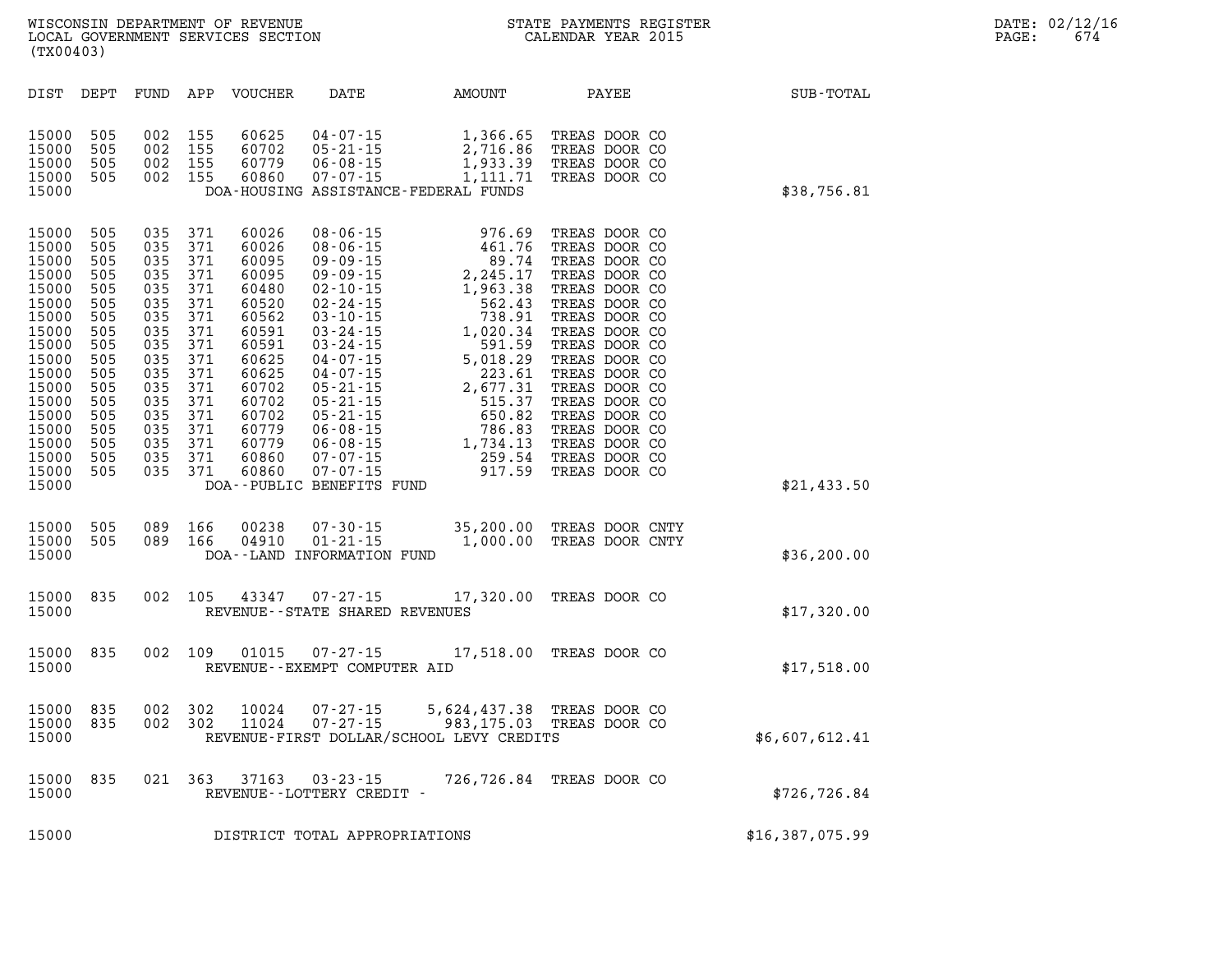WISCONSIN DEPARTMENT OF REVENUE
LOCAL GOVERNMENT SERVICES SECTION
(TX00403)

STATE PAYMENTS REGISTER
CALENDAR YEAR 2015

DATE: 02/12/16
PAGE: 674

| DIST | DEPT | FUND | APP | VOUCHER | DATE | AMOUNT | PAYEE | SUB-TOTAL |
|---|---|---|---|---|---|---|---|---|
| 15000 | 505 | 002 | 155 | 60625 | 04-07-15 | 1,366.65 | TREAS DOOR CO | |
| 15000 | 505 | 002 | 155 | 60702 | 05-21-15 | 2,716.86 | TREAS DOOR CO | |
| 15000 | 505 | 002 | 155 | 60779 | 06-08-15 | 1,933.39 | TREAS DOOR CO | |
| 15000 | 505 | 002 | 155 | 60860 | 07-07-15 | 1,111.71 | TREAS DOOR CO | |
| 15000 | | | | DOA-HOUSING ASSISTANCE-FEDERAL FUNDS | | | | $38,756.81 |
| 15000 | 505 | 035 | 371 | 60026 | 08-06-15 | 976.69 | TREAS DOOR CO | |
| 15000 | 505 | 035 | 371 | 60026 | 08-06-15 | 461.76 | TREAS DOOR CO | |
| 15000 | 505 | 035 | 371 | 60095 | 09-09-15 | 89.74 | TREAS DOOR CO | |
| 15000 | 505 | 035 | 371 | 60095 | 09-09-15 | 2,245.17 | TREAS DOOR CO | |
| 15000 | 505 | 035 | 371 | 60480 | 02-10-15 | 1,963.38 | TREAS DOOR CO | |
| 15000 | 505 | 035 | 371 | 60520 | 02-24-15 | 562.43 | TREAS DOOR CO | |
| 15000 | 505 | 035 | 371 | 60562 | 03-10-15 | 738.91 | TREAS DOOR CO | |
| 15000 | 505 | 035 | 371 | 60591 | 03-24-15 | 1,020.34 | TREAS DOOR CO | |
| 15000 | 505 | 035 | 371 | 60591 | 03-24-15 | 591.59 | TREAS DOOR CO | |
| 15000 | 505 | 035 | 371 | 60625 | 04-07-15 | 5,018.29 | TREAS DOOR CO | |
| 15000 | 505 | 035 | 371 | 60625 | 04-07-15 | 223.61 | TREAS DOOR CO | |
| 15000 | 505 | 035 | 371 | 60702 | 05-21-15 | 2,677.31 | TREAS DOOR CO | |
| 15000 | 505 | 035 | 371 | 60702 | 05-21-15 | 515.37 | TREAS DOOR CO | |
| 15000 | 505 | 035 | 371 | 60702 | 05-21-15 | 650.82 | TREAS DOOR CO | |
| 15000 | 505 | 035 | 371 | 60779 | 06-08-15 | 786.83 | TREAS DOOR CO | |
| 15000 | 505 | 035 | 371 | 60779 | 06-08-15 | 1,734.13 | TREAS DOOR CO | |
| 15000 | 505 | 035 | 371 | 60860 | 07-07-15 | 259.54 | TREAS DOOR CO | |
| 15000 | 505 | 035 | 371 | 60860 | 07-07-15 | 917.59 | TREAS DOOR CO | |
| 15000 | | | | DOA--PUBLIC BENEFITS FUND | | | | $21,433.50 |
| 15000 | 505 | 089 | 166 | 00238 | 07-30-15 | 35,200.00 | TREAS DOOR CNTY | |
| 15000 | 505 | 089 | 166 | 04910 | 01-21-15 | 1,000.00 | TREAS DOOR CNTY | |
| 15000 | | | | DOA--LAND INFORMATION FUND | | | | $36,200.00 |
| 15000 | 835 | 002 | 105 | 43347 | 07-27-15 | 17,320.00 | TREAS DOOR CO | |
| 15000 | | | | REVENUE--STATE SHARED REVENUES | | | | $17,320.00 |
| 15000 | 835 | 002 | 109 | 01015 | 07-27-15 | 17,518.00 | TREAS DOOR CO | |
| 15000 | | | | REVENUE--EXEMPT COMPUTER AID | | | | $17,518.00 |
| 15000 | 835 | 002 | 302 | 10024 | 07-27-15 | 5,624,437.38 | TREAS DOOR CO | |
| 15000 | 835 | 002 | 302 | 11024 | 07-27-15 | 983,175.03 | TREAS DOOR CO | |
| 15000 | | | | REVENUE-FIRST DOLLAR/SCHOOL LEVY CREDITS | | | | $6,607,612.41 |
| 15000 | 835 | 021 | 363 | 37163 | 03-23-15 | 726,726.84 | TREAS DOOR CO | |
| 15000 | | | | REVENUE--LOTTERY CREDIT - | | | | $726,726.84 |
| 15000 | | | | DISTRICT TOTAL APPROPRIATIONS | | | | $16,387,075.99 |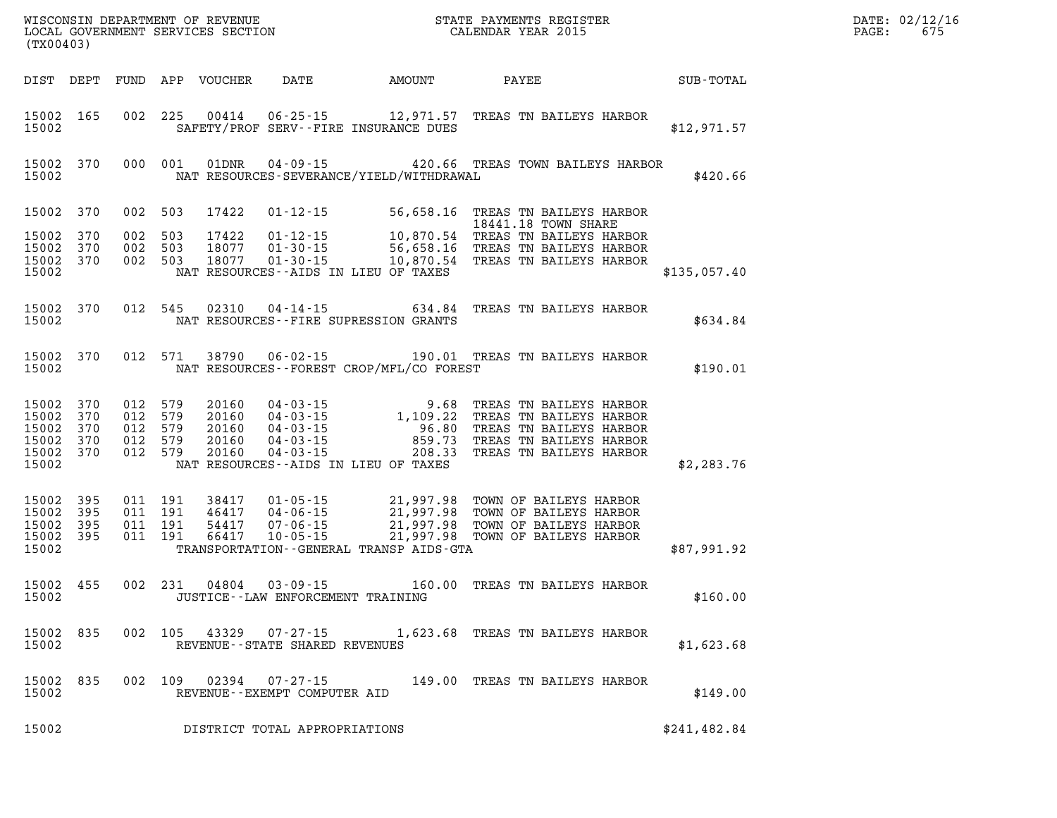WISCONSIN DEPARTMENT OF REVENUE
LOCAL GOVERNMENT SERVICES SECTION
(TX00403)

STATE PAYMENTS REGISTER
CALENDAR YEAR 2015

DATE: 02/12/16
PAGE: 675

| DIST | DEPT | FUND | APP | VOUCHER | DATE | AMOUNT | PAYEE | SUB-TOTAL |
|---|---|---|---|---|---|---|---|---|
| 15002 | 165 | 002 | 225 | 00414 | 06-25-15 | 12,971.57 | TREAS TN BAILEYS HARBOR | |
| 15002 | | | | | SAFETY/PROF SERV--FIRE INSURANCE DUES | | | $12,971.57 |
| 15002 | 370 | 000 | 001 | 01DNR | 04-09-15 | 420.66 | TREAS TOWN BAILEYS HARBOR | |
| 15002 | | | | | NAT RESOURCES-SEVERANCE/YIELD/WITHDRAWAL | | | $420.66 |
| 15002 | 370 | 002 | 503 | 17422 | 01-12-15 | 56,658.16 | TREAS TN BAILEYS HARBOR 18441.18 TOWN SHARE | |
| 15002 | 370 | 002 | 503 | 17422 | 01-12-15 | 10,870.54 | TREAS TN BAILEYS HARBOR | |
| 15002 | 370 | 002 | 503 | 18077 | 01-30-15 | 56,658.16 | TREAS TN BAILEYS HARBOR | |
| 15002 | 370 | 002 | 503 | 18077 | 01-30-15 | 10,870.54 | TREAS TN BAILEYS HARBOR | |
| 15002 | | | | | NAT RESOURCES--AIDS IN LIEU OF TAXES | | | $135,057.40 |
| 15002 | 370 | 012 | 545 | 02310 | 04-14-15 | 634.84 | TREAS TN BAILEYS HARBOR | |
| 15002 | | | | | NAT RESOURCES--FIRE SUPRESSION GRANTS | | | $634.84 |
| 15002 | 370 | 012 | 571 | 38790 | 06-02-15 | 190.01 | TREAS TN BAILEYS HARBOR | |
| 15002 | | | | | NAT RESOURCES--FOREST CROP/MFL/CO FOREST | | | $190.01 |
| 15002 | 370 | 012 | 579 | 20160 | 04-03-15 | 9.68 | TREAS TN BAILEYS HARBOR | |
| 15002 | 370 | 012 | 579 | 20160 | 04-03-15 | 1,109.22 | TREAS TN BAILEYS HARBOR | |
| 15002 | 370 | 012 | 579 | 20160 | 04-03-15 | 96.80 | TREAS TN BAILEYS HARBOR | |
| 15002 | 370 | 012 | 579 | 20160 | 04-03-15 | 859.73 | TREAS TN BAILEYS HARBOR | |
| 15002 | 370 | 012 | 579 | 20160 | 04-03-15 | 208.33 | TREAS TN BAILEYS HARBOR | |
| 15002 | | | | | NAT RESOURCES--AIDS IN LIEU OF TAXES | | | $2,283.76 |
| 15002 | 395 | 011 | 191 | 38417 | 01-05-15 | 21,997.98 | TOWN OF BAILEYS HARBOR | |
| 15002 | 395 | 011 | 191 | 46417 | 04-06-15 | 21,997.98 | TOWN OF BAILEYS HARBOR | |
| 15002 | 395 | 011 | 191 | 54417 | 07-06-15 | 21,997.98 | TOWN OF BAILEYS HARBOR | |
| 15002 | 395 | 011 | 191 | 66417 | 10-05-15 | 21,997.98 | TOWN OF BAILEYS HARBOR | |
| 15002 | | | | | TRANSPORTATION--GENERAL TRANSP AIDS-GTA | | | $87,991.92 |
| 15002 | 455 | 002 | 231 | 04804 | 03-09-15 | 160.00 | TREAS TN BAILEYS HARBOR | |
| 15002 | | | | | JUSTICE--LAW ENFORCEMENT TRAINING | | | $160.00 |
| 15002 | 835 | 002 | 105 | 43329 | 07-27-15 | 1,623.68 | TREAS TN BAILEYS HARBOR | |
| 15002 | | | | | REVENUE--STATE SHARED REVENUES | | | $1,623.68 |
| 15002 | 835 | 002 | 109 | 02394 | 07-27-15 | 149.00 | TREAS TN BAILEYS HARBOR | |
| 15002 | | | | | REVENUE--EXEMPT COMPUTER AID | | | $149.00 |
| 15002 | | | | | DISTRICT TOTAL APPROPRIATIONS | | | $241,482.84 |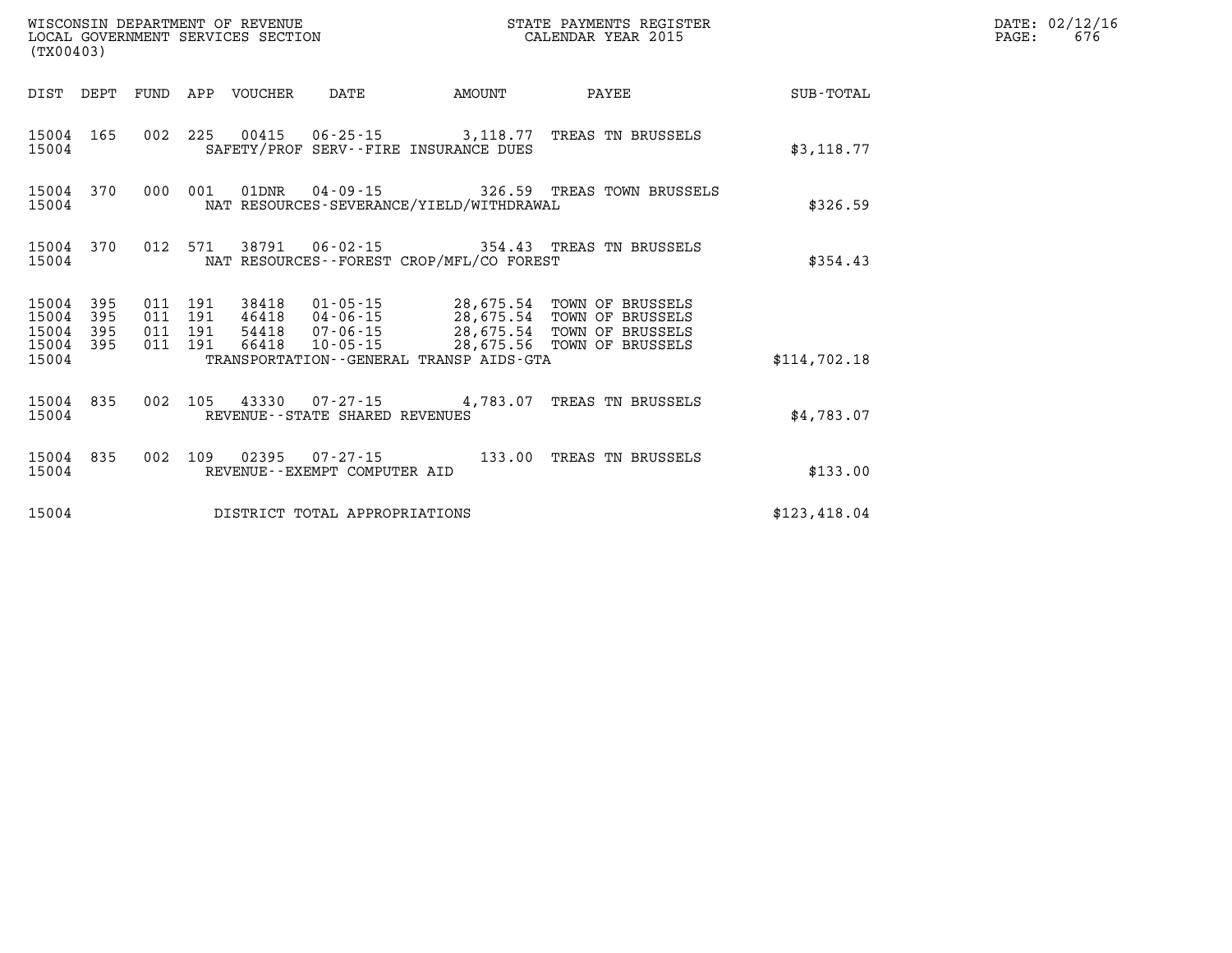WISCONSIN DEPARTMENT OF REVENUE
LOCAL GOVERNMENT SERVICES SECTION
(TX00403)

STATE PAYMENTS REGISTER
CALENDAR YEAR 2015

DATE: 02/12/16
PAGE: 676

| DIST | DEPT | FUND | APP | VOUCHER | DATE | AMOUNT | PAYEE | SUB-TOTAL |
|---|---|---|---|---|---|---|---|---|
| 15004 | 165 | 002 | 225 | 00415 | 06-25-15 | 3,118.77 | TREAS TN BRUSSELS | |
| 15004 | | | | SAFETY/PROF SERV--FIRE INSURANCE DUES | | | | $3,118.77 |
| 15004 | 370 | 000 | 001 | 01DNR | 04-09-15 | 326.59 | TREAS TOWN BRUSSELS | |
| 15004 | | | | NAT RESOURCES-SEVERANCE/YIELD/WITHDRAWAL | | | | $326.59 |
| 15004 | 370 | 012 | 571 | 38791 | 06-02-15 | 354.43 | TREAS TN BRUSSELS | |
| 15004 | | | | NAT RESOURCES--FOREST CROP/MFL/CO FOREST | | | | $354.43 |
| 15004 | 395 | 011 | 191 | 38418 | 01-05-15 | 28,675.54 | TOWN OF BRUSSELS | |
| 15004 | 395 | 011 | 191 | 46418 | 04-06-15 | 28,675.54 | TOWN OF BRUSSELS | |
| 15004 | 395 | 011 | 191 | 54418 | 07-06-15 | 28,675.54 | TOWN OF BRUSSELS | |
| 15004 | 395 | 011 | 191 | 66418 | 10-05-15 | 28,675.56 | TOWN OF BRUSSELS | |
| 15004 | | | | TRANSPORTATION--GENERAL TRANSP AIDS-GTA | | | | $114,702.18 |
| 15004 | 835 | 002 | 105 | 43330 | 07-27-15 | 4,783.07 | TREAS TN BRUSSELS | |
| 15004 | | | | REVENUE--STATE SHARED REVENUES | | | | $4,783.07 |
| 15004 | 835 | 002 | 109 | 02395 | 07-27-15 | 133.00 | TREAS TN BRUSSELS | |
| 15004 | | | | REVENUE--EXEMPT COMPUTER AID | | | | $133.00 |
| 15004 | | | | DISTRICT TOTAL APPROPRIATIONS | | | | $123,418.04 |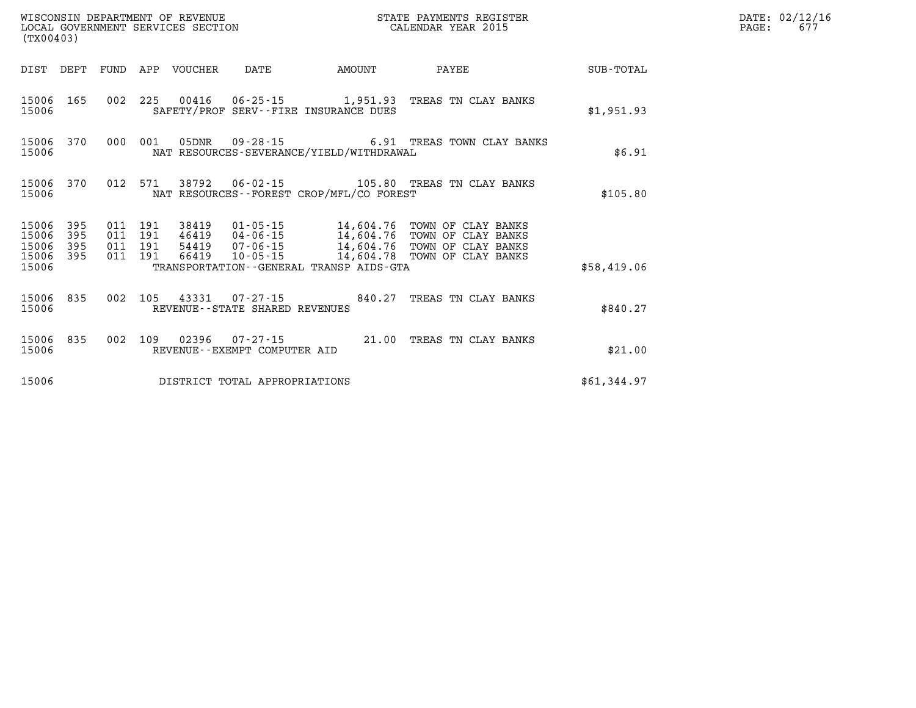WISCONSIN DEPARTMENT OF REVENUE
LOCAL GOVERNMENT SERVICES SECTION
(TX00403)

STATE PAYMENTS REGISTER
CALENDAR YEAR 2015

DATE: 02/12/16
PAGE: 677

| DIST | DEPT | FUND | APP | VOUCHER | DATE | AMOUNT | PAYEE | SUB-TOTAL |
|---|---|---|---|---|---|---|---|---|
| 15006 | 165 | 002 | 225 | 00416 | 06-25-15 | 1,951.93 | TREAS TN CLAY BANKS | |
| 15006 | | | | SAFETY/PROF SERV--FIRE INSURANCE DUES | | | | $1,951.93 |
| 15006 | 370 | 000 | 001 | 05DNR | 09-28-15 | 6.91 | TREAS TOWN CLAY BANKS | |
| 15006 | | | | NAT RESOURCES-SEVERANCE/YIELD/WITHDRAWAL | | | | $6.91 |
| 15006 | 370 | 012 | 571 | 38792 | 06-02-15 | 105.80 | TREAS TN CLAY BANKS | |
| 15006 | | | | NAT RESOURCES--FOREST CROP/MFL/CO FOREST | | | | $105.80 |
| 15006 | 395 | 011 | 191 | 38419 | 01-05-15 | 14,604.76 | TOWN OF CLAY BANKS | |
| 15006 | 395 | 011 | 191 | 46419 | 04-06-15 | 14,604.76 | TOWN OF CLAY BANKS | |
| 15006 | 395 | 011 | 191 | 54419 | 07-06-15 | 14,604.76 | TOWN OF CLAY BANKS | |
| 15006 | 395 | 011 | 191 | 66419 | 10-05-15 | 14,604.78 | TOWN OF CLAY BANKS | |
| 15006 | | | | TRANSPORTATION--GENERAL TRANSP AIDS-GTA | | | | $58,419.06 |
| 15006 | 835 | 002 | 105 | 43331 | 07-27-15 | 840.27 | TREAS TN CLAY BANKS | |
| 15006 | | | | REVENUE--STATE SHARED REVENUES | | | | $840.27 |
| 15006 | 835 | 002 | 109 | 02396 | 07-27-15 | 21.00 | TREAS TN CLAY BANKS | |
| 15006 | | | | REVENUE--EXEMPT COMPUTER AID | | | | $21.00 |
| 15006 | | | | DISTRICT TOTAL APPROPRIATIONS | | | | $61,344.97 |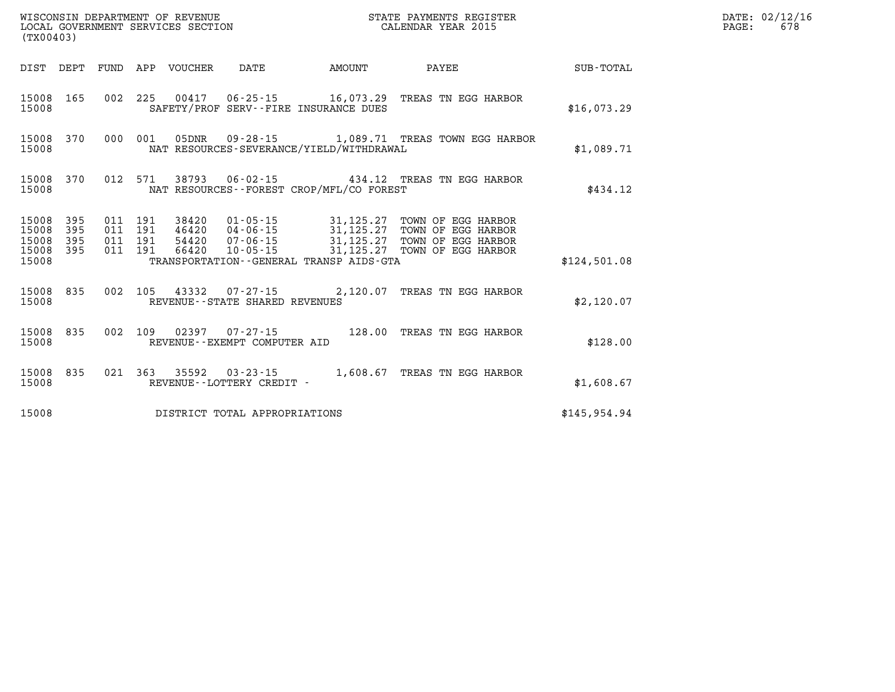WISCONSIN DEPARTMENT OF REVENUE
LOCAL GOVERNMENT SERVICES SECTION
(TX00403)

STATE PAYMENTS REGISTER
CALENDAR YEAR 2015

| DIST | DEPT | FUND | APP | VOUCHER | DATE | AMOUNT | PAYEE | SUB-TOTAL |
|---|---|---|---|---|---|---|---|---|
| 15008 | 165 | 002 | 225 | 00417 | 06-25-15 | 16,073.29 | TREAS TN EGG HARBOR | |
| 15008 | | | | SAFETY/PROF SERV--FIRE INSURANCE DUES | | | | $16,073.29 |
| 15008 | 370 | 000 | 001 | 05DNR | 09-28-15 | 1,089.71 | TREAS TOWN EGG HARBOR | |
| 15008 | | | | NAT RESOURCES-SEVERANCE/YIELD/WITHDRAWAL | | | | $1,089.71 |
| 15008 | 370 | 012 | 571 | 38793 | 06-02-15 | 434.12 | TREAS TN EGG HARBOR | |
| 15008 | | | | NAT RESOURCES--FOREST CROP/MFL/CO FOREST | | | | $434.12 |
| 15008 | 395 | 011 | 191 | 38420 | 01-05-15 | 31,125.27 | TOWN OF EGG HARBOR | |
| 15008 | 395 | 011 | 191 | 46420 | 04-06-15 | 31,125.27 | TOWN OF EGG HARBOR | |
| 15008 | 395 | 011 | 191 | 54420 | 07-06-15 | 31,125.27 | TOWN OF EGG HARBOR | |
| 15008 | 395 | 011 | 191 | 66420 | 10-05-15 | 31,125.27 | TOWN OF EGG HARBOR | |
| 15008 | | | | TRANSPORTATION--GENERAL TRANSP AIDS-GTA | | | | $124,501.08 |
| 15008 | 835 | 002 | 105 | 43332 | 07-27-15 | 2,120.07 | TREAS TN EGG HARBOR | |
| 15008 | | | | REVENUE--STATE SHARED REVENUES | | | | $2,120.07 |
| 15008 | 835 | 002 | 109 | 02397 | 07-27-15 | 128.00 | TREAS TN EGG HARBOR | |
| 15008 | | | | REVENUE--EXEMPT COMPUTER AID | | | | $128.00 |
| 15008 | 835 | 021 | 363 | 35592 | 03-23-15 | 1,608.67 | TREAS TN EGG HARBOR | |
| 15008 | | | | REVENUE--LOTTERY CREDIT - | | | | $1,608.67 |
| 15008 | | | | DISTRICT TOTAL APPROPRIATIONS | | | | $145,954.94 |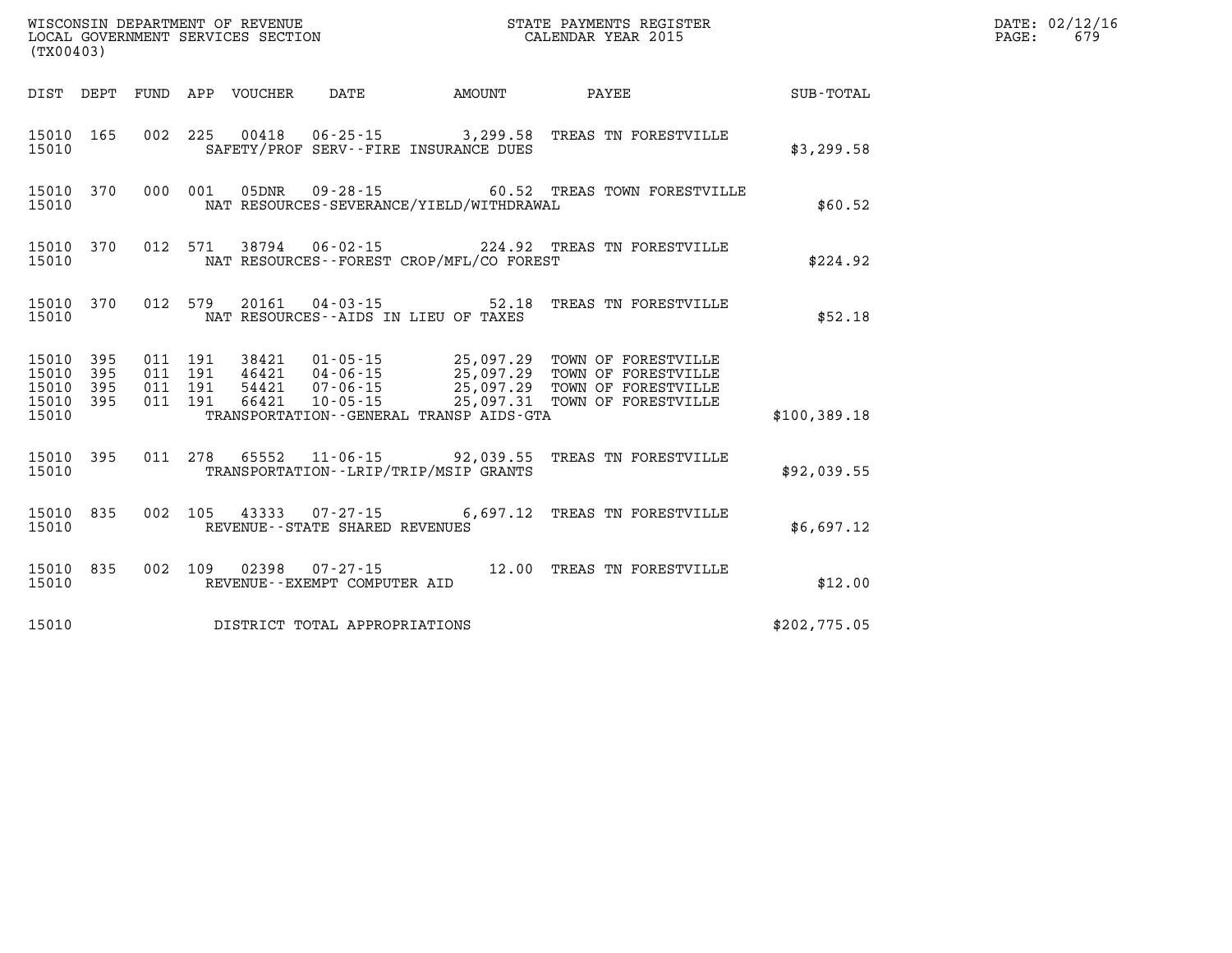WISCONSIN DEPARTMENT OF REVENUE
LOCAL GOVERNMENT SERVICES SECTION
(TX00403)

STATE PAYMENTS REGISTER
CALENDAR YEAR 2015

DATE: 02/12/16
PAGE: 679

| DIST | DEPT | FUND | APP | VOUCHER | DATE | AMOUNT | PAYEE | SUB-TOTAL |
|---|---|---|---|---|---|---|---|---|
| 15010 | 165 | 002 | 225 | 00418 | 06-25-15 | 3,299.58 | TREAS TN FORESTVILLE | |
| 15010 | | | | SAFETY/PROF SERV--FIRE INSURANCE DUES | | | | $3,299.58 |
| 15010 | 370 | 000 | 001 | 05DNR | 09-28-15 | 60.52 | TREAS TOWN FORESTVILLE | |
| 15010 | | | | NAT RESOURCES-SEVERANCE/YIELD/WITHDRAWAL | | | | $60.52 |
| 15010 | 370 | 012 | 571 | 38794 | 06-02-15 | 224.92 | TREAS TN FORESTVILLE | |
| 15010 | | | | NAT RESOURCES--FOREST CROP/MFL/CO FOREST | | | | $224.92 |
| 15010 | 370 | 012 | 579 | 20161 | 04-03-15 | 52.18 | TREAS TN FORESTVILLE | |
| 15010 | | | | NAT RESOURCES--AIDS IN LIEU OF TAXES | | | | $52.18 |
| 15010 | 395 | 011 | 191 | 38421 | 01-05-15 | 25,097.29 | TOWN OF FORESTVILLE | |
| 15010 | 395 | 011 | 191 | 46421 | 04-06-15 | 25,097.29 | TOWN OF FORESTVILLE | |
| 15010 | 395 | 011 | 191 | 54421 | 07-06-15 | 25,097.29 | TOWN OF FORESTVILLE | |
| 15010 | 395 | 011 | 191 | 66421 | 10-05-15 | 25,097.31 | TOWN OF FORESTVILLE | |
| 15010 | | | | TRANSPORTATION--GENERAL TRANSP AIDS-GTA | | | | $100,389.18 |
| 15010 | 395 | 011 | 278 | 65552 | 11-06-15 | 92,039.55 | TREAS TN FORESTVILLE | |
| 15010 | | | | TRANSPORTATION--LRIP/TRIP/MSIP GRANTS | | | | $92,039.55 |
| 15010 | 835 | 002 | 105 | 43333 | 07-27-15 | 6,697.12 | TREAS TN FORESTVILLE | |
| 15010 | | | | REVENUE--STATE SHARED REVENUES | | | | $6,697.12 |
| 15010 | 835 | 002 | 109 | 02398 | 07-27-15 | 12.00 | TREAS TN FORESTVILLE | |
| 15010 | | | | REVENUE--EXEMPT COMPUTER AID | | | | $12.00 |
| 15010 | | | | DISTRICT TOTAL APPROPRIATIONS | | | | $202,775.05 |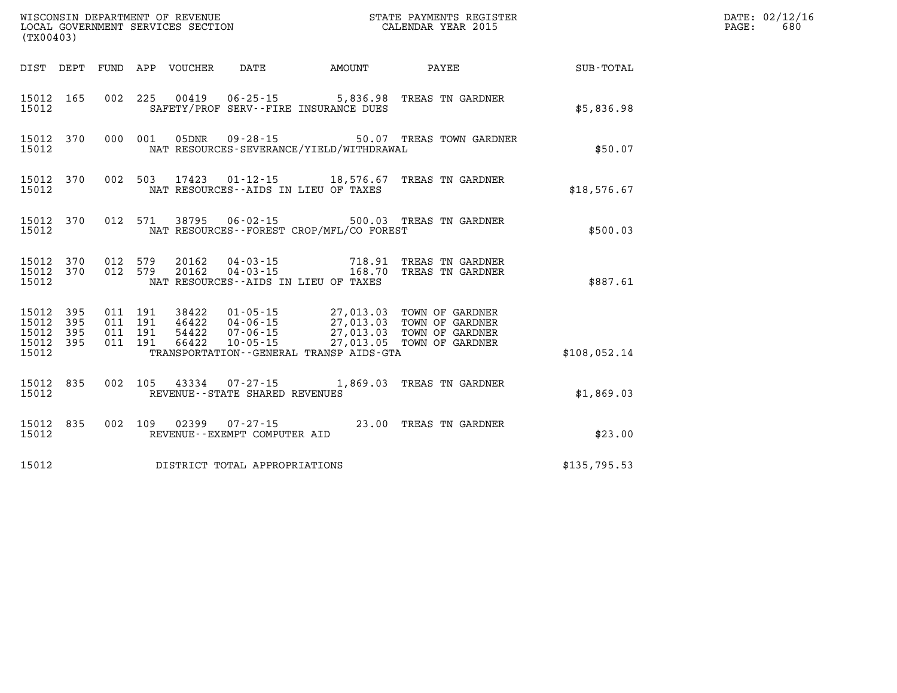WISCONSIN DEPARTMENT OF REVENUE
LOCAL GOVERNMENT SERVICES SECTION
(TX00403)

STATE PAYMENTS REGISTER
CALENDAR YEAR 2015

DATE: 02/12/16
PAGE: 680

| DIST | DEPT | FUND | APP | VOUCHER | DATE | AMOUNT | PAYEE | SUB-TOTAL |
|---|---|---|---|---|---|---|---|---|
| 15012 | 165 | 002 | 225 | 00419 | 06-25-15 | 5,836.98 | TREAS TN GARDNER | |
| 15012 | | | | | SAFETY/PROF SERV--FIRE INSURANCE DUES | | | $5,836.98 |
| 15012 | 370 | 000 | 001 | 05DNR | 09-28-15 | 50.07 | TREAS TOWN GARDNER | |
| 15012 | | | | | NAT RESOURCES-SEVERANCE/YIELD/WITHDRAWAL | | | $50.07 |
| 15012 | 370 | 002 | 503 | 17423 | 01-12-15 | 18,576.67 | TREAS TN GARDNER | |
| 15012 | | | | | NAT RESOURCES--AIDS IN LIEU OF TAXES | | | $18,576.67 |
| 15012 | 370 | 012 | 571 | 38795 | 06-02-15 | 500.03 | TREAS TN GARDNER | |
| 15012 | | | | | NAT RESOURCES--FOREST CROP/MFL/CO FOREST | | | $500.03 |
| 15012 | 370 | 012 | 579 | 20162 | 04-03-15 | 718.91 | TREAS TN GARDNER | |
| 15012 | 370 | 012 | 579 | 20162 | 04-03-15 | 168.70 | TREAS TN GARDNER | |
| 15012 | | | | | NAT RESOURCES--AIDS IN LIEU OF TAXES | | | $887.61 |
| 15012 | 395 | 011 | 191 | 38422 | 01-05-15 | 27,013.03 | TOWN OF GARDNER | |
| 15012 | 395 | 011 | 191 | 46422 | 04-06-15 | 27,013.03 | TOWN OF GARDNER | |
| 15012 | 395 | 011 | 191 | 54422 | 07-06-15 | 27,013.03 | TOWN OF GARDNER | |
| 15012 | 395 | 011 | 191 | 66422 | 10-05-15 | 27,013.05 | TOWN OF GARDNER | |
| 15012 | | | | | TRANSPORTATION--GENERAL TRANSP AIDS-GTA | | | $108,052.14 |
| 15012 | 835 | 002 | 105 | 43334 | 07-27-15 | 1,869.03 | TREAS TN GARDNER | |
| 15012 | | | | | REVENUE--STATE SHARED REVENUES | | | $1,869.03 |
| 15012 | 835 | 002 | 109 | 02399 | 07-27-15 | 23.00 | TREAS TN GARDNER | |
| 15012 | | | | | REVENUE--EXEMPT COMPUTER AID | | | $23.00 |
| 15012 | | | | | DISTRICT TOTAL APPROPRIATIONS | | | $135,795.53 |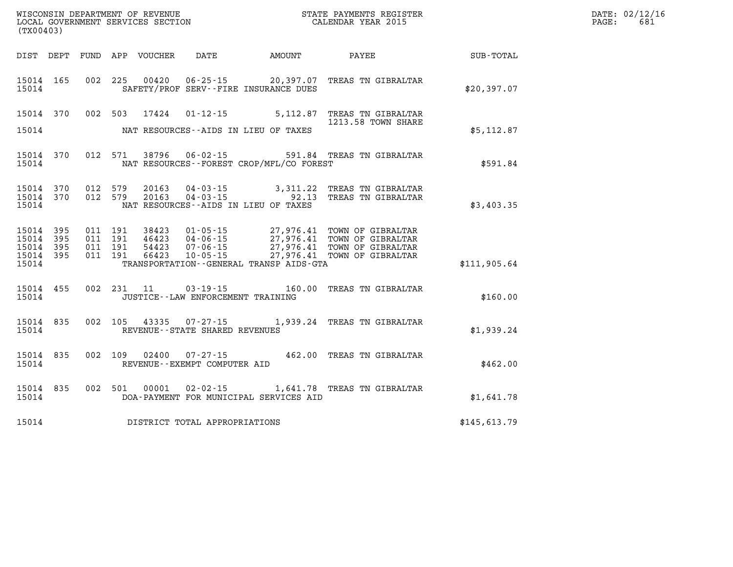WISCONSIN DEPARTMENT OF REVENUE
LOCAL GOVERNMENT SERVICES SECTION
(TX00403)

STATE PAYMENTS REGISTER
CALENDAR YEAR 2015

DATE: 02/12/16
PAGE: 681

| DIST | DEPT | FUND | APP | VOUCHER | DATE | AMOUNT | PAYEE | SUB-TOTAL |
|---|---|---|---|---|---|---|---|---|
| 15014 | 165 | 002 | 225 | 00420 | 06-25-15 | 20,397.07 | TREAS TN GIBRALTAR | |
| 15014 | | | | | SAFETY/PROF SERV--FIRE INSURANCE DUES | | | $20,397.07 |
| 15014 | 370 | 002 | 503 | 17424 | 01-12-15 | 5,112.87 | TREAS TN GIBRALTAR 1213.58 TOWN SHARE | |
| 15014 | | | | | NAT RESOURCES--AIDS IN LIEU OF TAXES | | | $5,112.87 |
| 15014 | 370 | 012 | 571 | 38796 | 06-02-15 | 591.84 | TREAS TN GIBRALTAR | |
| 15014 | | | | | NAT RESOURCES--FOREST CROP/MFL/CO FOREST | | | $591.84 |
| 15014 | 370 | 012 | 579 | 20163 | 04-03-15 | 3,311.22 | TREAS TN GIBRALTAR | |
| 15014 | 370 | 012 | 579 | 20163 | 04-03-15 | 92.13 | TREAS TN GIBRALTAR | |
| 15014 | | | | | NAT RESOURCES--AIDS IN LIEU OF TAXES | | | $3,403.35 |
| 15014 | 395 | 011 | 191 | 38423 | 01-05-15 | 27,976.41 | TOWN OF GIBRALTAR | |
| 15014 | 395 | 011 | 191 | 46423 | 04-06-15 | 27,976.41 | TOWN OF GIBRALTAR | |
| 15014 | 395 | 011 | 191 | 54423 | 07-06-15 | 27,976.41 | TOWN OF GIBRALTAR | |
| 15014 | 395 | 011 | 191 | 66423 | 10-05-15 | 27,976.41 | TOWN OF GIBRALTAR | |
| 15014 | | | | | TRANSPORTATION--GENERAL TRANSP AIDS-GTA | | | $111,905.64 |
| 15014 | 455 | 002 | 231 | 11 | 03-19-15 | 160.00 | TREAS TN GIBRALTAR | |
| 15014 | | | | | JUSTICE--LAW ENFORCEMENT TRAINING | | | $160.00 |
| 15014 | 835 | 002 | 105 | 43335 | 07-27-15 | 1,939.24 | TREAS TN GIBRALTAR | |
| 15014 | | | | | REVENUE--STATE SHARED REVENUES | | | $1,939.24 |
| 15014 | 835 | 002 | 109 | 02400 | 07-27-15 | 462.00 | TREAS TN GIBRALTAR | |
| 15014 | | | | | REVENUE--EXEMPT COMPUTER AID | | | $462.00 |
| 15014 | 835 | 002 | 501 | 00001 | 02-02-15 | 1,641.78 | TREAS TN GIBRALTAR | |
| 15014 | | | | | DOA-PAYMENT FOR MUNICIPAL SERVICES AID | | | $1,641.78 |
| 15014 | | | | | DISTRICT TOTAL APPROPRIATIONS | | | $145,613.79 |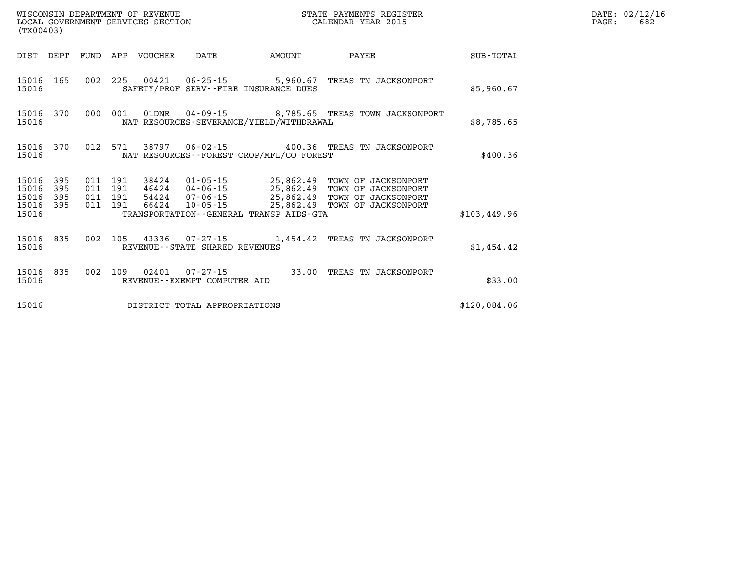WISCONSIN DEPARTMENT OF REVENUE
LOCAL GOVERNMENT SERVICES SECTION
(TX00403)

STATE PAYMENTS REGISTER
CALENDAR YEAR 2015

DATE: 02/12/16
PAGE: 682

| DIST | DEPT | FUND | APP | VOUCHER | DATE | AMOUNT | PAYEE | SUB-TOTAL |
|---|---|---|---|---|---|---|---|---|
| 15016 | 165 | 002 | 225 | 00421 | 06-25-15 | 5,960.67 | TREAS TN JACKSONPORT | |
| 15016 | | | | SAFETY/PROF SERV--FIRE INSURANCE DUES | | | | $5,960.67 |
| 15016 | 370 | 000 | 001 | 01DNR | 04-09-15 | 8,785.65 | TREAS TOWN JACKSONPORT | |
| 15016 | | | | NAT RESOURCES-SEVERANCE/YIELD/WITHDRAWAL | | | | $8,785.65 |
| 15016 | 370 | 012 | 571 | 38797 | 06-02-15 | 400.36 | TREAS TN JACKSONPORT | |
| 15016 | | | | NAT RESOURCES--FOREST CROP/MFL/CO FOREST | | | | $400.36 |
| 15016 | 395 | 011 | 191 | 38424 | 01-05-15 | 25,862.49 | TOWN OF JACKSONPORT | |
| 15016 | 395 | 011 | 191 | 46424 | 04-06-15 | 25,862.49 | TOWN OF JACKSONPORT | |
| 15016 | 395 | 011 | 191 | 54424 | 07-06-15 | 25,862.49 | TOWN OF JACKSONPORT | |
| 15016 | 395 | 011 | 191 | 66424 | 10-05-15 | 25,862.49 | TOWN OF JACKSONPORT | |
| 15016 | | | | TRANSPORTATION--GENERAL TRANSP AIDS-GTA | | | | $103,449.96 |
| 15016 | 835 | 002 | 105 | 43336 | 07-27-15 | 1,454.42 | TREAS TN JACKSONPORT | |
| 15016 | | | | REVENUE--STATE SHARED REVENUES | | | | $1,454.42 |
| 15016 | 835 | 002 | 109 | 02401 | 07-27-15 | 33.00 | TREAS TN JACKSONPORT | |
| 15016 | | | | REVENUE--EXEMPT COMPUTER AID | | | | $33.00 |
| 15016 | | | | DISTRICT TOTAL APPROPRIATIONS | | | | $120,084.06 |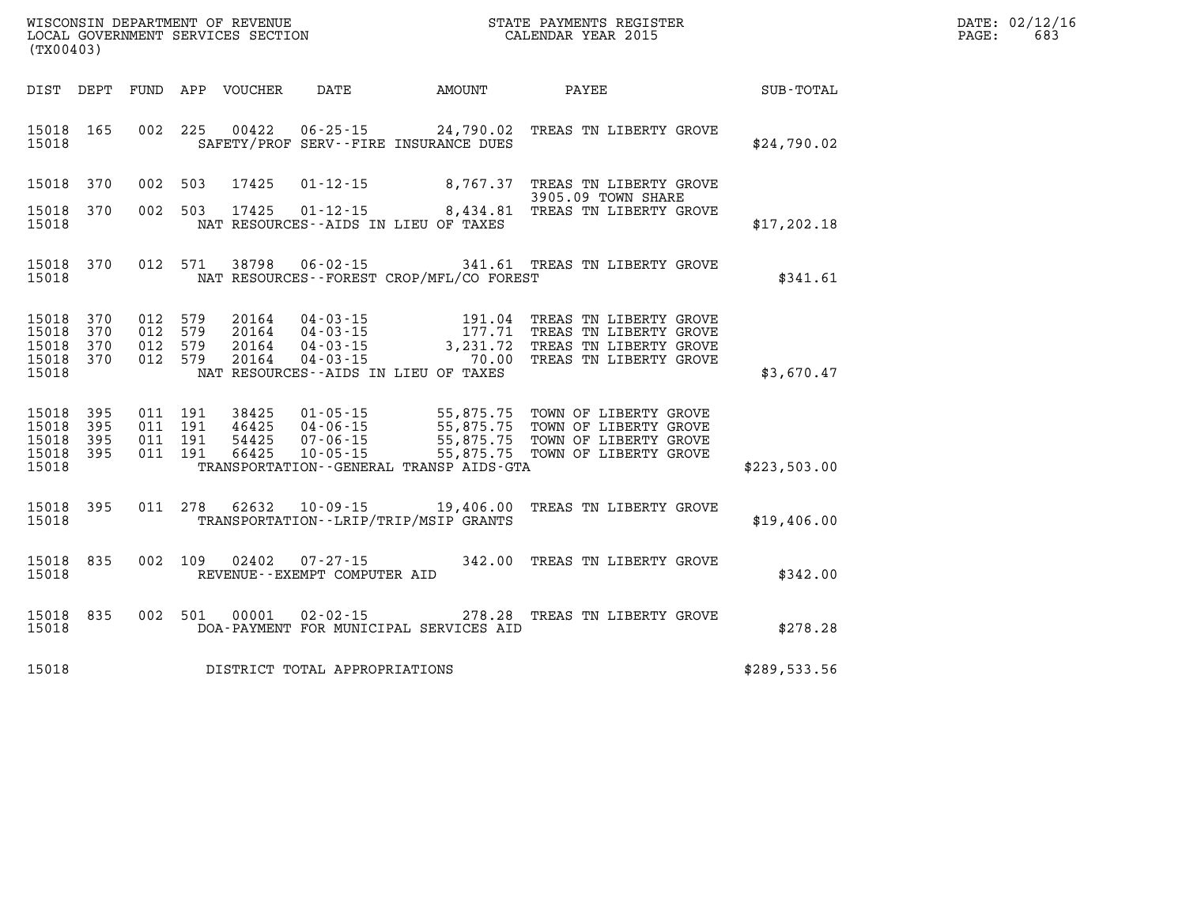WISCONSIN DEPARTMENT OF REVENUE
LOCAL GOVERNMENT SERVICES SECTION
(TX00403)

STATE PAYMENTS REGISTER
CALENDAR YEAR 2015

DATE: 02/12/16
PAGE: 683

| DIST | DEPT | FUND | APP | VOUCHER | DATE | AMOUNT | PAYEE | SUB-TOTAL |
|---|---|---|---|---|---|---|---|---|
| 15018 | 165 | 002 | 225 | 00422 | 06-25-15 | 24,790.02 | TREAS TN LIBERTY GROVE | |
| 15018 | | | | | SAFETY/PROF SERV--FIRE INSURANCE DUES | | | $24,790.02 |
| 15018 | 370 | 002 | 503 | 17425 | 01-12-15 | 8,767.37 | TREAS TN LIBERTY GROVE 3905.09 TOWN SHARE | |
| 15018 | 370 | 002 | 503 | 17425 | 01-12-15 | 8,434.81 | TREAS TN LIBERTY GROVE | |
| 15018 | | | | | NAT RESOURCES--AIDS IN LIEU OF TAXES | | | $17,202.18 |
| 15018 | 370 | 012 | 571 | 38798 | 06-02-15 | 341.61 | TREAS TN LIBERTY GROVE | |
| 15018 | | | | | NAT RESOURCES--FOREST CROP/MFL/CO FOREST | | | $341.61 |
| 15018 | 370 | 012 | 579 | 20164 | 04-03-15 | 191.04 | TREAS TN LIBERTY GROVE | |
| 15018 | 370 | 012 | 579 | 20164 | 04-03-15 | 177.71 | TREAS TN LIBERTY GROVE | |
| 15018 | 370 | 012 | 579 | 20164 | 04-03-15 | 3,231.72 | TREAS TN LIBERTY GROVE | |
| 15018 | 370 | 012 | 579 | 20164 | 04-03-15 | 70.00 | TREAS TN LIBERTY GROVE | |
| 15018 | | | | | NAT RESOURCES--AIDS IN LIEU OF TAXES | | | $3,670.47 |
| 15018 | 395 | 011 | 191 | 38425 | 01-05-15 | 55,875.75 | TOWN OF LIBERTY GROVE | |
| 15018 | 395 | 011 | 191 | 46425 | 04-06-15 | 55,875.75 | TOWN OF LIBERTY GROVE | |
| 15018 | 395 | 011 | 191 | 54425 | 07-06-15 | 55,875.75 | TOWN OF LIBERTY GROVE | |
| 15018 | 395 | 011 | 191 | 66425 | 10-05-15 | 55,875.75 | TOWN OF LIBERTY GROVE | |
| 15018 | | | | | TRANSPORTATION--GENERAL TRANSP AIDS-GTA | | | $223,503.00 |
| 15018 | 395 | 011 | 278 | 62632 | 10-09-15 | 19,406.00 | TREAS TN LIBERTY GROVE | |
| 15018 | | | | | TRANSPORTATION--LRIP/TRIP/MSIP GRANTS | | | $19,406.00 |
| 15018 | 835 | 002 | 109 | 02402 | 07-27-15 | 342.00 | TREAS TN LIBERTY GROVE | |
| 15018 | | | | | REVENUE--EXEMPT COMPUTER AID | | | $342.00 |
| 15018 | 835 | 002 | 501 | 00001 | 02-02-15 | 278.28 | TREAS TN LIBERTY GROVE | |
| 15018 | | | | | DOA-PAYMENT FOR MUNICIPAL SERVICES AID | | | $278.28 |
| 15018 | | | | | DISTRICT TOTAL APPROPRIATIONS | | | $289,533.56 |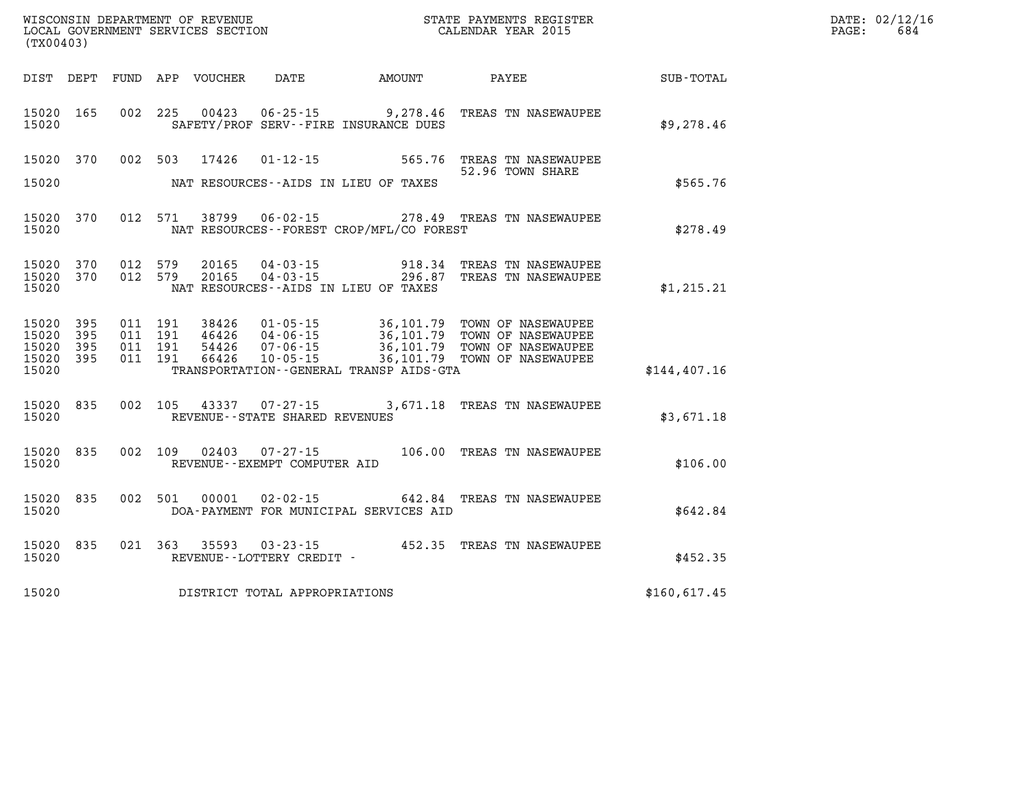WISCONSIN DEPARTMENT OF REVENUE
LOCAL GOVERNMENT SERVICES SECTION
(TX00403)

STATE PAYMENTS REGISTER
CALENDAR YEAR 2015

DATE: 02/12/16
PAGE: 684

| DIST | DEPT | FUND | APP | VOUCHER | DATE | AMOUNT | PAYEE | SUB-TOTAL |
|---|---|---|---|---|---|---|---|---|
| 15020 | 165 | 002 | 225 | 00423 | 06-25-15 | 9,278.46 | TREAS TN NASEWAUPEE | |
| 15020 | | | | SAFETY/PROF SERV--FIRE INSURANCE DUES | | | | $9,278.46 |
| 15020 | 370 | 002 | 503 | 17426 | 01-12-15 | 565.76 | TREAS TN NASEWAUPEE | |
| | | | | | | | 52.96 TOWN SHARE | |
| 15020 | | | | NAT RESOURCES--AIDS IN LIEU OF TAXES | | | | $565.76 |
| 15020 | 370 | 012 | 571 | 38799 | 06-02-15 | 278.49 | TREAS TN NASEWAUPEE | |
| 15020 | | | | NAT RESOURCES--FOREST CROP/MFL/CO FOREST | | | | $278.49 |
| 15020 | 370 | 012 | 579 | 20165 | 04-03-15 | 918.34 | TREAS TN NASEWAUPEE | |
| 15020 | 370 | 012 | 579 | 20165 | 04-03-15 | 296.87 | TREAS TN NASEWAUPEE | |
| 15020 | | | | NAT RESOURCES--AIDS IN LIEU OF TAXES | | | | $1,215.21 |
| 15020 | 395 | 011 | 191 | 38426 | 01-05-15 | 36,101.79 | TOWN OF NASEWAUPEE | |
| 15020 | 395 | 011 | 191 | 46426 | 04-06-15 | 36,101.79 | TOWN OF NASEWAUPEE | |
| 15020 | 395 | 011 | 191 | 54426 | 07-06-15 | 36,101.79 | TOWN OF NASEWAUPEE | |
| 15020 | 395 | 011 | 191 | 66426 | 10-05-15 | 36,101.79 | TOWN OF NASEWAUPEE | |
| 15020 | | | | TRANSPORTATION--GENERAL TRANSP AIDS-GTA | | | | $144,407.16 |
| 15020 | 835 | 002 | 105 | 43337 | 07-27-15 | 3,671.18 | TREAS TN NASEWAUPEE | |
| 15020 | | | | REVENUE--STATE SHARED REVENUES | | | | $3,671.18 |
| 15020 | 835 | 002 | 109 | 02403 | 07-27-15 | 106.00 | TREAS TN NASEWAUPEE | |
| 15020 | | | | REVENUE--EXEMPT COMPUTER AID | | | | $106.00 |
| 15020 | 835 | 002 | 501 | 00001 | 02-02-15 | 642.84 | TREAS TN NASEWAUPEE | |
| 15020 | | | | DOA-PAYMENT FOR MUNICIPAL SERVICES AID | | | | $642.84 |
| 15020 | 835 | 021 | 363 | 35593 | 03-23-15 | 452.35 | TREAS TN NASEWAUPEE | |
| 15020 | | | | REVENUE--LOTTERY CREDIT - | | | | $452.35 |
| 15020 | | | | DISTRICT TOTAL APPROPRIATIONS | | | | $160,617.45 |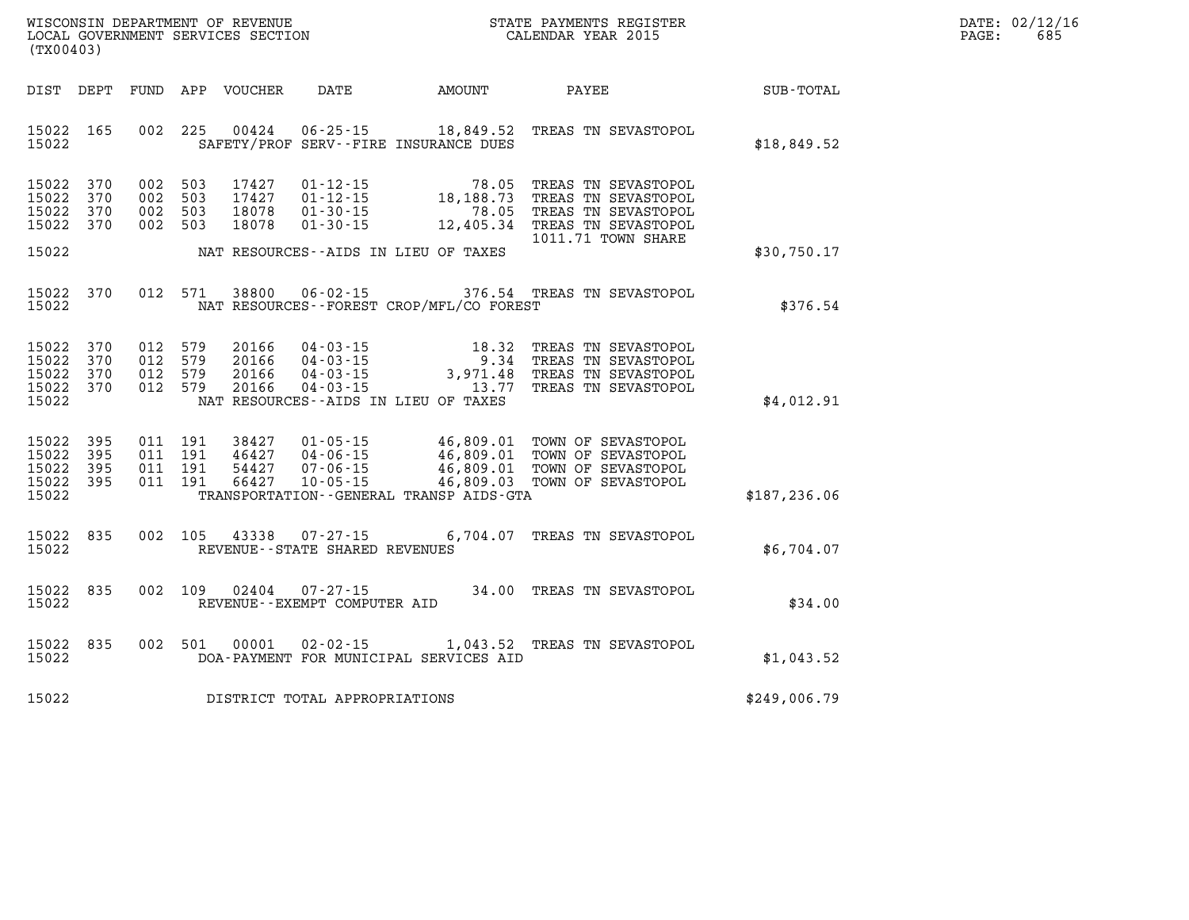WISCONSIN DEPARTMENT OF REVENUE
LOCAL GOVERNMENT SERVICES SECTION
(TX00403)

STATE PAYMENTS REGISTER
CALENDAR YEAR 2015

DATE: 02/12/16

| DIST | DEPT | FUND | APP | VOUCHER | DATE | AMOUNT | PAYEE | SUB-TOTAL |
|---|---|---|---|---|---|---|---|---|
| 15022 | 165 | 002 | 225 | 00424 | 06-25-15 | 18,849.52 | TREAS TN SEVASTOPOL | |
| 15022 | | | | | SAFETY/PROF SERV--FIRE INSURANCE DUES | | | $18,849.52 |
| 15022 | 370 | 002 | 503 | 17427 | 01-12-15 | 78.05 | TREAS TN SEVASTOPOL | |
| 15022 | 370 | 002 | 503 | 17427 | 01-12-15 | 18,188.73 | TREAS TN SEVASTOPOL | |
| 15022 | 370 | 002 | 503 | 18078 | 01-30-15 | 78.05 | TREAS TN SEVASTOPOL | |
| 15022 | 370 | 002 | 503 | 18078 | 01-30-15 | 12,405.34 | TREAS TN SEVASTOPOL 1011.71 TOWN SHARE | |
| 15022 | | | | | NAT RESOURCES--AIDS IN LIEU OF TAXES | | | $30,750.17 |
| 15022 | 370 | 012 | 571 | 38800 | 06-02-15 | 376.54 | TREAS TN SEVASTOPOL | |
| 15022 | | | | | NAT RESOURCES--FOREST CROP/MFL/CO FOREST | | | $376.54 |
| 15022 | 370 | 012 | 579 | 20166 | 04-03-15 | 18.32 | TREAS TN SEVASTOPOL | |
| 15022 | 370 | 012 | 579 | 20166 | 04-03-15 | 9.34 | TREAS TN SEVASTOPOL | |
| 15022 | 370 | 012 | 579 | 20166 | 04-03-15 | 3,971.48 | TREAS TN SEVASTOPOL | |
| 15022 | 370 | 012 | 579 | 20166 | 04-03-15 | 13.77 | TREAS TN SEVASTOPOL | |
| 15022 | | | | | NAT RESOURCES--AIDS IN LIEU OF TAXES | | | $4,012.91 |
| 15022 | 395 | 011 | 191 | 38427 | 01-05-15 | 46,809.01 | TOWN OF SEVASTOPOL | |
| 15022 | 395 | 011 | 191 | 46427 | 04-06-15 | 46,809.01 | TOWN OF SEVASTOPOL | |
| 15022 | 395 | 011 | 191 | 54427 | 07-06-15 | 46,809.01 | TOWN OF SEVASTOPOL | |
| 15022 | 395 | 011 | 191 | 66427 | 10-05-15 | 46,809.03 | TOWN OF SEVASTOPOL | |
| 15022 | | | | | TRANSPORTATION--GENERAL TRANSP AIDS-GTA | | | $187,236.06 |
| 15022 | 835 | 002 | 105 | 43338 | 07-27-15 | 6,704.07 | TREAS TN SEVASTOPOL | |
| 15022 | | | | | REVENUE--STATE SHARED REVENUES | | | $6,704.07 |
| 15022 | 835 | 002 | 109 | 02404 | 07-27-15 | 34.00 | TREAS TN SEVASTOPOL | |
| 15022 | | | | | REVENUE--EXEMPT COMPUTER AID | | | $34.00 |
| 15022 | 835 | 002 | 501 | 00001 | 02-02-15 | 1,043.52 | TREAS TN SEVASTOPOL | |
| 15022 | | | | | DOA-PAYMENT FOR MUNICIPAL SERVICES AID | | | $1,043.52 |
| 15022 | | | | | DISTRICT TOTAL APPROPRIATIONS | | | $249,006.79 |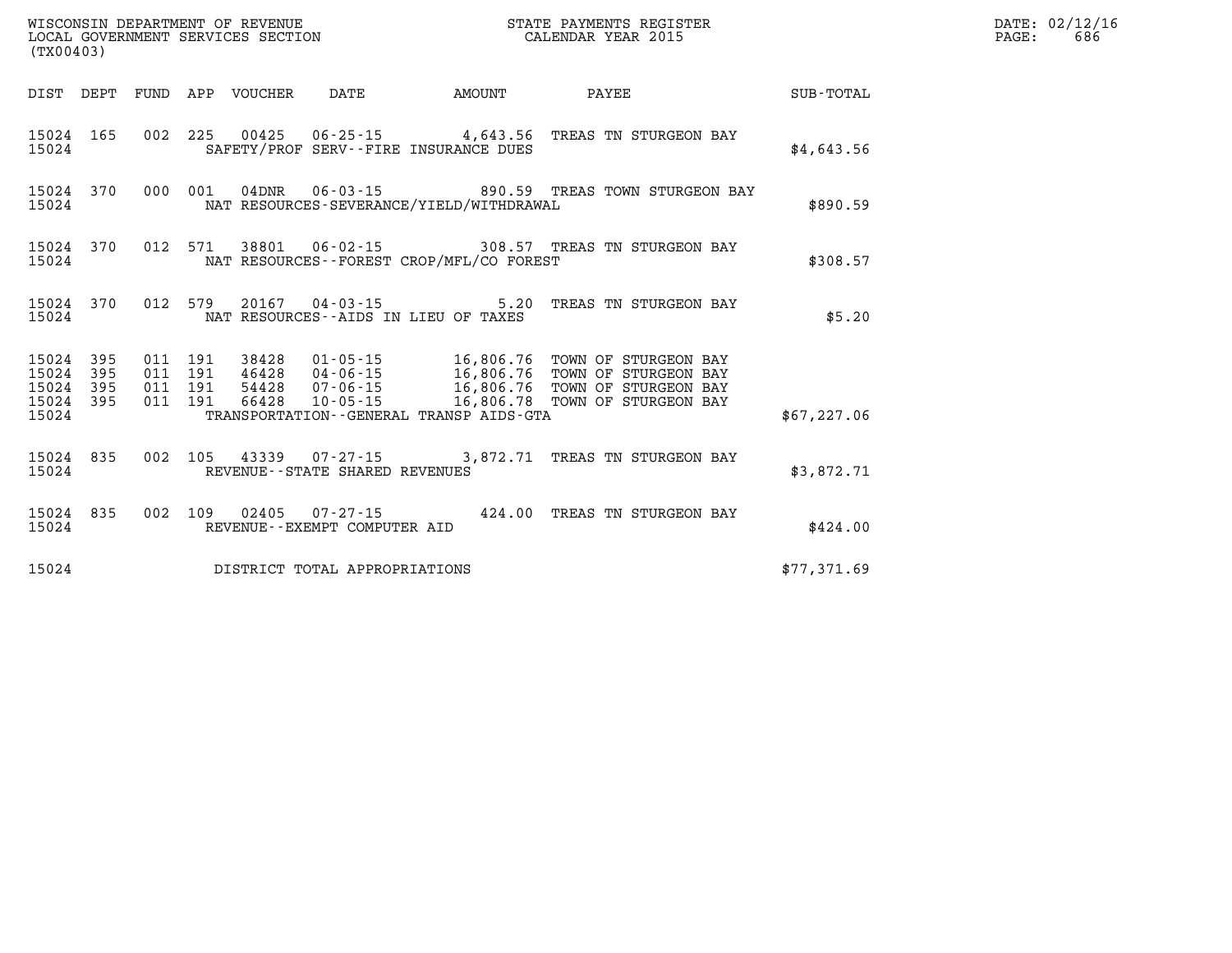WISCONSIN DEPARTMENT OF REVENUE
LOCAL GOVERNMENT SERVICES SECTION
(TX00403)

STATE PAYMENTS REGISTER
CALENDAR YEAR 2015

DATE: 02/12/16
PAGE: 686

| DIST | DEPT | FUND | APP | VOUCHER | DATE | AMOUNT | PAYEE | SUB-TOTAL |
|---|---|---|---|---|---|---|---|---|
| 15024 | 165 | 002 | 225 | 00425 | 06-25-15 | 4,643.56 | TREAS TN STURGEON BAY | |
| 15024 | | | | SAFETY/PROF SERV--FIRE INSURANCE DUES | | | | $4,643.56 |
| 15024 | 370 | 000 | 001 | 04DNR | 06-03-15 | 890.59 | TREAS TOWN STURGEON BAY | |
| 15024 | | | | NAT RESOURCES-SEVERANCE/YIELD/WITHDRAWAL | | | | $890.59 |
| 15024 | 370 | 012 | 571 | 38801 | 06-02-15 | 308.57 | TREAS TN STURGEON BAY | |
| 15024 | | | | NAT RESOURCES--FOREST CROP/MFL/CO FOREST | | | | $308.57 |
| 15024 | 370 | 012 | 579 | 20167 | 04-03-15 | 5.20 | TREAS TN STURGEON BAY | |
| 15024 | | | | NAT RESOURCES--AIDS IN LIEU OF TAXES | | | | $5.20 |
| 15024 | 395 | 011 | 191 | 38428 | 01-05-15 | 16,806.76 | TOWN OF STURGEON BAY | |
| 15024 | 395 | 011 | 191 | 46428 | 04-06-15 | 16,806.76 | TOWN OF STURGEON BAY | |
| 15024 | 395 | 011 | 191 | 54428 | 07-06-15 | 16,806.76 | TOWN OF STURGEON BAY | |
| 15024 | 395 | 011 | 191 | 66428 | 10-05-15 | 16,806.78 | TOWN OF STURGEON BAY | |
| 15024 | | | | TRANSPORTATION--GENERAL TRANSP AIDS-GTA | | | | $67,227.06 |
| 15024 | 835 | 002 | 105 | 43339 | 07-27-15 | 3,872.71 | TREAS TN STURGEON BAY | |
| 15024 | | | | REVENUE--STATE SHARED REVENUES | | | | $3,872.71 |
| 15024 | 835 | 002 | 109 | 02405 | 07-27-15 | 424.00 | TREAS TN STURGEON BAY | |
| 15024 | | | | REVENUE--EXEMPT COMPUTER AID | | | | $424.00 |
| 15024 | | | | DISTRICT TOTAL APPROPRIATIONS | | | | $77,371.69 |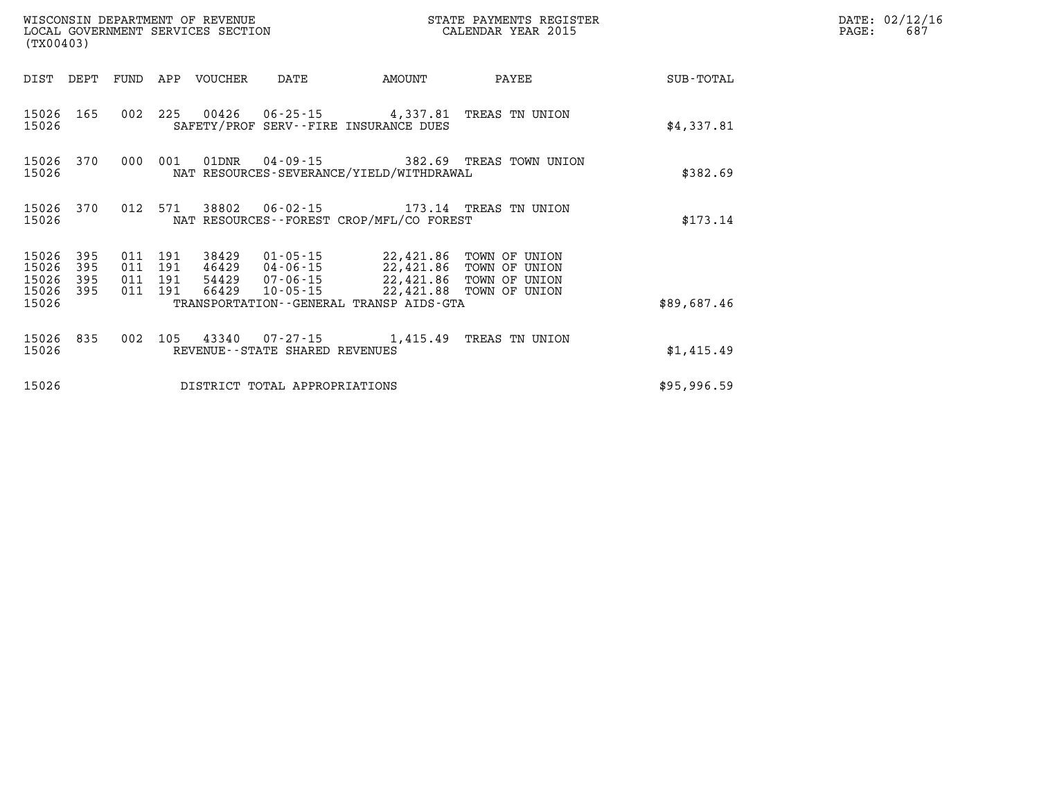WISCONSIN DEPARTMENT OF REVENUE
LOCAL GOVERNMENT SERVICES SECTION
(TX00403)

STATE PAYMENTS REGISTER
CALENDAR YEAR 2015

DATE: 02/12/16

| DIST | DEPT | FUND | APP | VOUCHER | DATE | AMOUNT | PAYEE | SUB-TOTAL |
|---|---|---|---|---|---|---|---|---|
| 15026 | 165 | 002 | 225 | 00426 | 06-25-15 | 4,337.81 | TREAS TN UNION | |
| 15026 | | | | SAFETY/PROF SERV--FIRE INSURANCE DUES | | | | $4,337.81 |
| 15026 | 370 | 000 | 001 | 01DNR | 04-09-15 | 382.69 | TREAS TOWN UNION | |
| 15026 | | | | NAT RESOURCES-SEVERANCE/YIELD/WITHDRAWAL | | | | $382.69 |
| 15026 | 370 | 012 | 571 | 38802 | 06-02-15 | 173.14 | TREAS TN UNION | |
| 15026 | | | | NAT RESOURCES--FOREST CROP/MFL/CO FOREST | | | | $173.14 |
| 15026 | 395 | 011 | 191 | 38429 | 01-05-15 | 22,421.86 | TOWN OF UNION | |
| 15026 | 395 | 011 | 191 | 46429 | 04-06-15 | 22,421.86 | TOWN OF UNION | |
| 15026 | 395 | 011 | 191 | 54429 | 07-06-15 | 22,421.86 | TOWN OF UNION | |
| 15026 | 395 | 011 | 191 | 66429 | 10-05-15 | 22,421.88 | TOWN OF UNION | |
| 15026 | | | | TRANSPORTATION--GENERAL TRANSP AIDS-GTA | | | | $89,687.46 |
| 15026 | 835 | 002 | 105 | 43340 | 07-27-15 | 1,415.49 | TREAS TN UNION | |
| 15026 | | | | REVENUE--STATE SHARED REVENUES | | | | $1,415.49 |
| 15026 | | | | DISTRICT TOTAL APPROPRIATIONS | | | | $95,996.59 |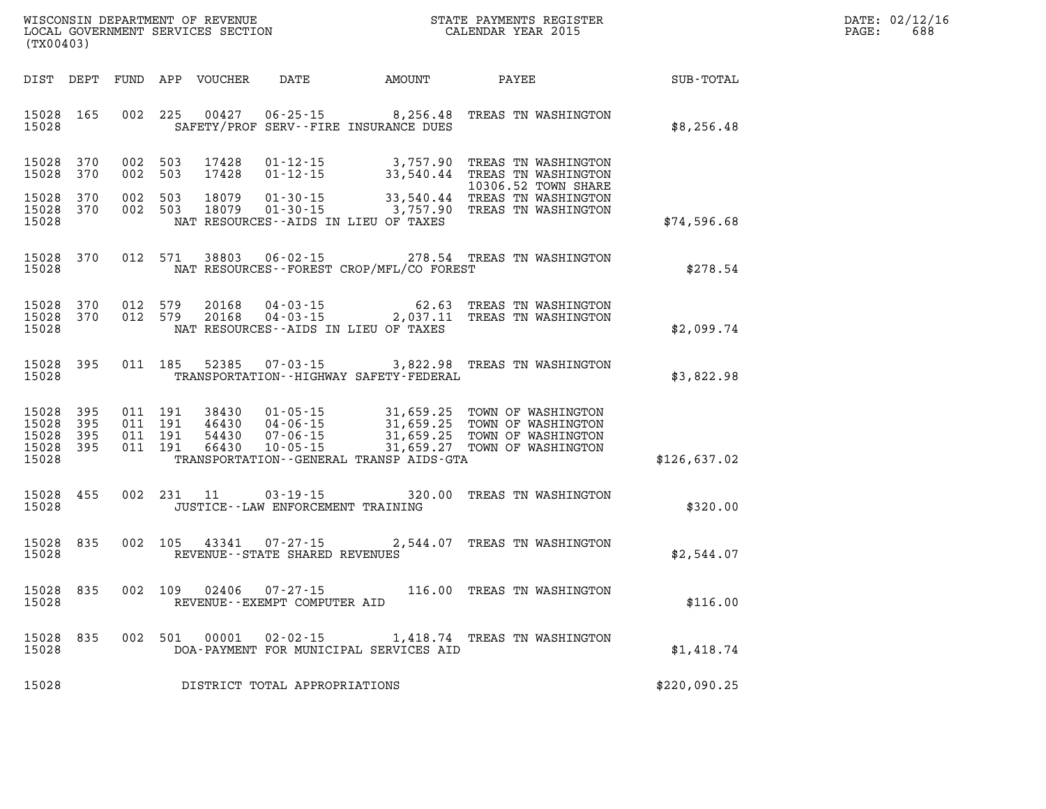WISCONSIN DEPARTMENT OF REVENUE
LOCAL GOVERNMENT SERVICES SECTION
(TX00403)

STATE PAYMENTS REGISTER
CALENDAR YEAR 2015

DATE: 02/12/16
PAGE: 688

| DIST | DEPT | FUND | APP | VOUCHER | DATE | AMOUNT | PAYEE | SUB-TOTAL |
|---|---|---|---|---|---|---|---|---|
| 15028 | 165 | 002 | 225 | 00427 | 06-25-15 | 8,256.48 | TREAS TN WASHINGTON | |
| 15028 | | | | | SAFETY/PROF SERV--FIRE INSURANCE DUES | | | $8,256.48 |
| 15028 | 370 | 002 | 503 | 17428 | 01-12-15 | 3,757.90 | TREAS TN WASHINGTON | |
| 15028 | 370 | 002 | 503 | 17428 | 01-12-15 | 33,540.44 | TREAS TN WASHINGTON | |
| | | | | | | | 10306.52 TOWN SHARE | |
| 15028 | 370 | 002 | 503 | 18079 | 01-30-15 | 33,540.44 | TREAS TN WASHINGTON | |
| 15028 | 370 | 002 | 503 | 18079 | 01-30-15 | 3,757.90 | TREAS TN WASHINGTON | |
| 15028 | | | | | NAT RESOURCES--AIDS IN LIEU OF TAXES | | | $74,596.68 |
| 15028 | 370 | 012 | 571 | 38803 | 06-02-15 | 278.54 | TREAS TN WASHINGTON | |
| 15028 | | | | | NAT RESOURCES--FOREST CROP/MFL/CO FOREST | | | $278.54 |
| 15028 | 370 | 012 | 579 | 20168 | 04-03-15 | 62.63 | TREAS TN WASHINGTON | |
| 15028 | 370 | 012 | 579 | 20168 | 04-03-15 | 2,037.11 | TREAS TN WASHINGTON | |
| 15028 | | | | | NAT RESOURCES--AIDS IN LIEU OF TAXES | | | $2,099.74 |
| 15028 | 395 | 011 | 185 | 52385 | 07-03-15 | 3,822.98 | TREAS TN WASHINGTON | |
| 15028 | | | | | TRANSPORTATION--HIGHWAY SAFETY-FEDERAL | | | $3,822.98 |
| 15028 | 395 | 011 | 191 | 38430 | 01-05-15 | 31,659.25 | TOWN OF WASHINGTON | |
| 15028 | 395 | 011 | 191 | 46430 | 04-06-15 | 31,659.25 | TOWN OF WASHINGTON | |
| 15028 | 395 | 011 | 191 | 54430 | 07-06-15 | 31,659.25 | TOWN OF WASHINGTON | |
| 15028 | 395 | 011 | 191 | 66430 | 10-05-15 | 31,659.27 | TOWN OF WASHINGTON | |
| 15028 | | | | | TRANSPORTATION--GENERAL TRANSP AIDS-GTA | | | $126,637.02 |
| 15028 | 455 | 002 | 231 | 11 | 03-19-15 | 320.00 | TREAS TN WASHINGTON | |
| 15028 | | | | | JUSTICE--LAW ENFORCEMENT TRAINING | | | $320.00 |
| 15028 | 835 | 002 | 105 | 43341 | 07-27-15 | 2,544.07 | TREAS TN WASHINGTON | |
| 15028 | | | | | REVENUE--STATE SHARED REVENUES | | | $2,544.07 |
| 15028 | 835 | 002 | 109 | 02406 | 07-27-15 | 116.00 | TREAS TN WASHINGTON | |
| 15028 | | | | | REVENUE--EXEMPT COMPUTER AID | | | $116.00 |
| 15028 | 835 | 002 | 501 | 00001 | 02-02-15 | 1,418.74 | TREAS TN WASHINGTON | |
| 15028 | | | | | DOA-PAYMENT FOR MUNICIPAL SERVICES AID | | | $1,418.74 |
| 15028 | | | | | DISTRICT TOTAL APPROPRIATIONS | | | $220,090.25 |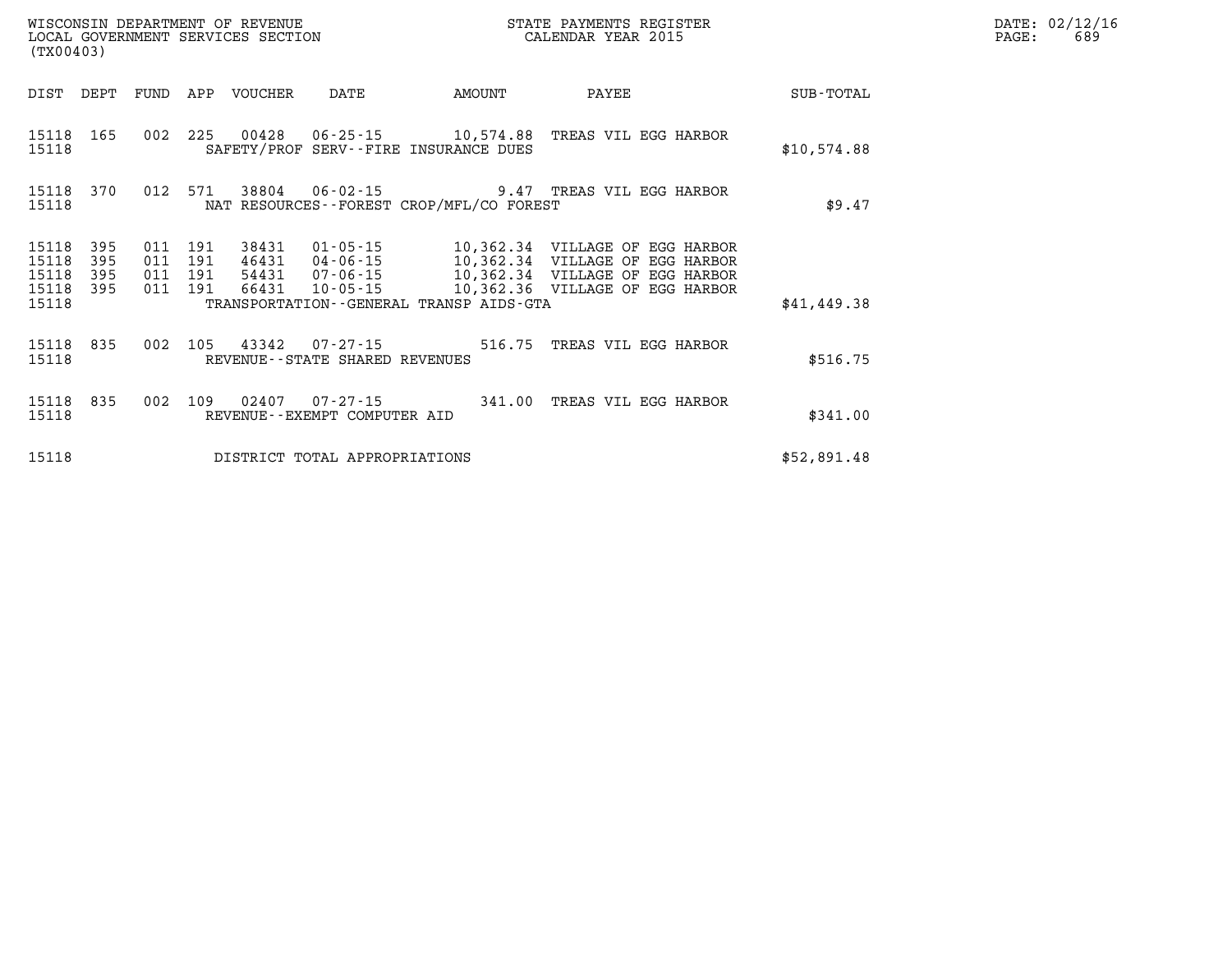WISCONSIN DEPARTMENT OF REVENUE
LOCAL GOVERNMENT SERVICES SECTION
(TX00403)

STATE PAYMENTS REGISTER
CALENDAR YEAR 2015

DATE: 02/12/16
PAGE: 689

| DIST | DEPT | FUND | APP | VOUCHER | DATE | AMOUNT | PAYEE | SUB-TOTAL |
|---|---|---|---|---|---|---|---|---|
| 15118 | 165 | 002 | 225 | 00428 | 06-25-15 | 10,574.88 | TREAS VIL EGG HARBOR | |
| 15118 | | | | SAFETY/PROF SERV--FIRE INSURANCE DUES | | | | $10,574.88 |
| 15118 | 370 | 012 | 571 | 38804 | 06-02-15 | 9.47 | TREAS VIL EGG HARBOR | |
| 15118 | | | | NAT RESOURCES--FOREST CROP/MFL/CO FOREST | | | | $9.47 |
| 15118 | 395 | 011 | 191 | 38431 | 01-05-15 | 10,362.34 | VILLAGE OF EGG HARBOR | |
| 15118 | 395 | 011 | 191 | 46431 | 04-06-15 | 10,362.34 | VILLAGE OF EGG HARBOR | |
| 15118 | 395 | 011 | 191 | 54431 | 07-06-15 | 10,362.34 | VILLAGE OF EGG HARBOR | |
| 15118 | 395 | 011 | 191 | 66431 | 10-05-15 | 10,362.36 | VILLAGE OF EGG HARBOR | |
| 15118 | | | | TRANSPORTATION--GENERAL TRANSP AIDS-GTA | | | | $41,449.38 |
| 15118 | 835 | 002 | 105 | 43342 | 07-27-15 | 516.75 | TREAS VIL EGG HARBOR | |
| 15118 | | | | REVENUE--STATE SHARED REVENUES | | | | $516.75 |
| 15118 | 835 | 002 | 109 | 02407 | 07-27-15 | 341.00 | TREAS VIL EGG HARBOR | |
| 15118 | | | | REVENUE--EXEMPT COMPUTER AID | | | | $341.00 |
| 15118 | | | | DISTRICT TOTAL APPROPRIATIONS | | | | $52,891.48 |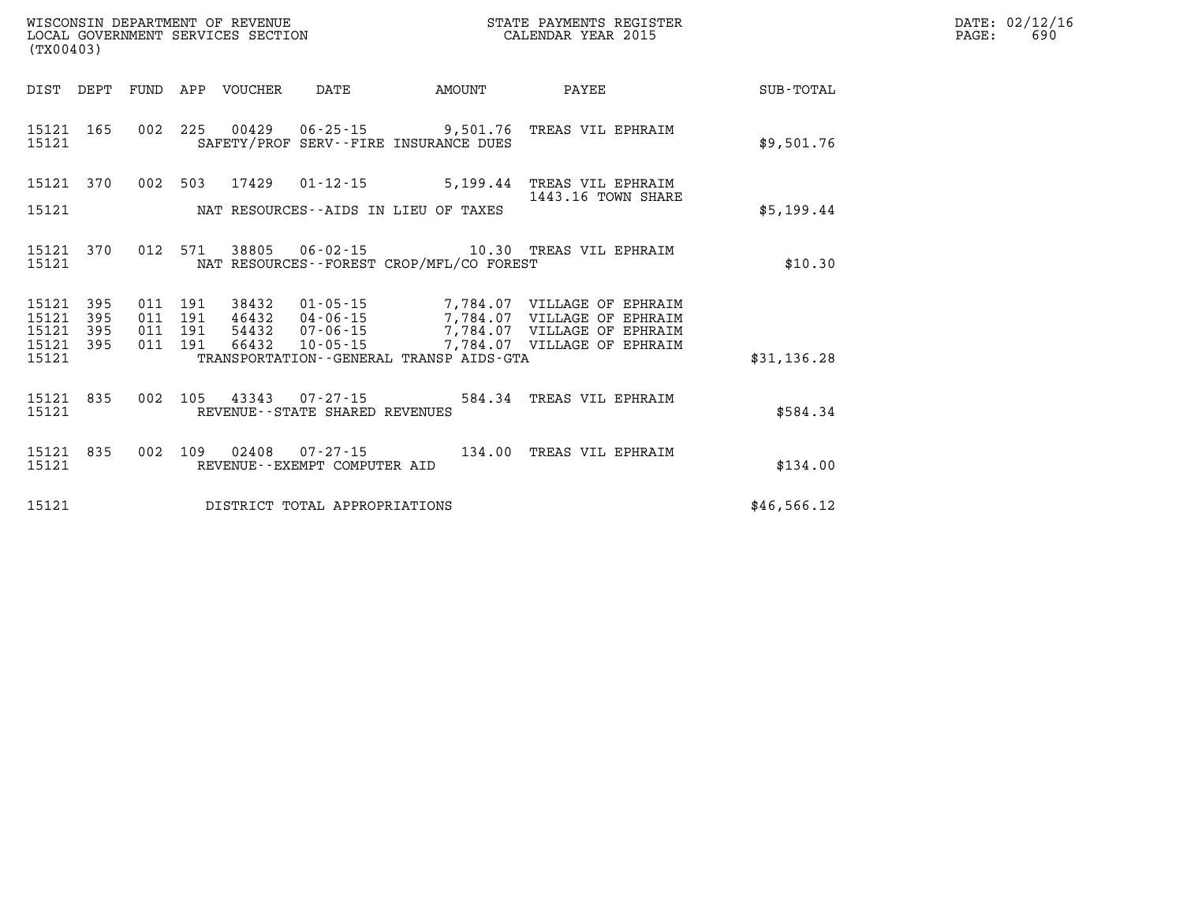WISCONSIN DEPARTMENT OF REVENUE
LOCAL GOVERNMENT SERVICES SECTION
(TX00403)

STATE PAYMENTS REGISTER
CALENDAR YEAR 2015

DATE: 02/12/16

| DIST | DEPT | FUND | APP | VOUCHER | DATE | AMOUNT | PAYEE | SUB-TOTAL |
|---|---|---|---|---|---|---|---|---|
| 15121 | 165 | 002 | 225 | 00429 | 06-25-15 | 9,501.76 | TREAS VIL EPHRAIM | |
| 15121 | | | | | SAFETY/PROF SERV--FIRE INSURANCE DUES | | | $9,501.76 |
| 15121 | 370 | 002 | 503 | 17429 | 01-12-15 | 5,199.44 | TREAS VIL EPHRAIM 1443.16 TOWN SHARE | |
| 15121 | | | | | NAT RESOURCES--AIDS IN LIEU OF TAXES | | | $5,199.44 |
| 15121 | 370 | 012 | 571 | 38805 | 06-02-15 | 10.30 | TREAS VIL EPHRAIM | |
| 15121 | | | | | NAT RESOURCES--FOREST CROP/MFL/CO FOREST | | | $10.30 |
| 15121 | 395 | 011 | 191 | 38432 | 01-05-15 | 7,784.07 | VILLAGE OF EPHRAIM | |
| 15121 | 395 | 011 | 191 | 46432 | 04-06-15 | 7,784.07 | VILLAGE OF EPHRAIM | |
| 15121 | 395 | 011 | 191 | 54432 | 07-06-15 | 7,784.07 | VILLAGE OF EPHRAIM | |
| 15121 | 395 | 011 | 191 | 66432 | 10-05-15 | 7,784.07 | VILLAGE OF EPHRAIM | |
| 15121 | | | | | TRANSPORTATION--GENERAL TRANSP AIDS-GTA | | | $31,136.28 |
| 15121 | 835 | 002 | 105 | 43343 | 07-27-15 | 584.34 | TREAS VIL EPHRAIM | |
| 15121 | | | | | REVENUE--STATE SHARED REVENUES | | | $584.34 |
| 15121 | 835 | 002 | 109 | 02408 | 07-27-15 | 134.00 | TREAS VIL EPHRAIM | |
| 15121 | | | | | REVENUE--EXEMPT COMPUTER AID | | | $134.00 |
| 15121 | | | | | DISTRICT TOTAL APPROPRIATIONS | | | $46,566.12 |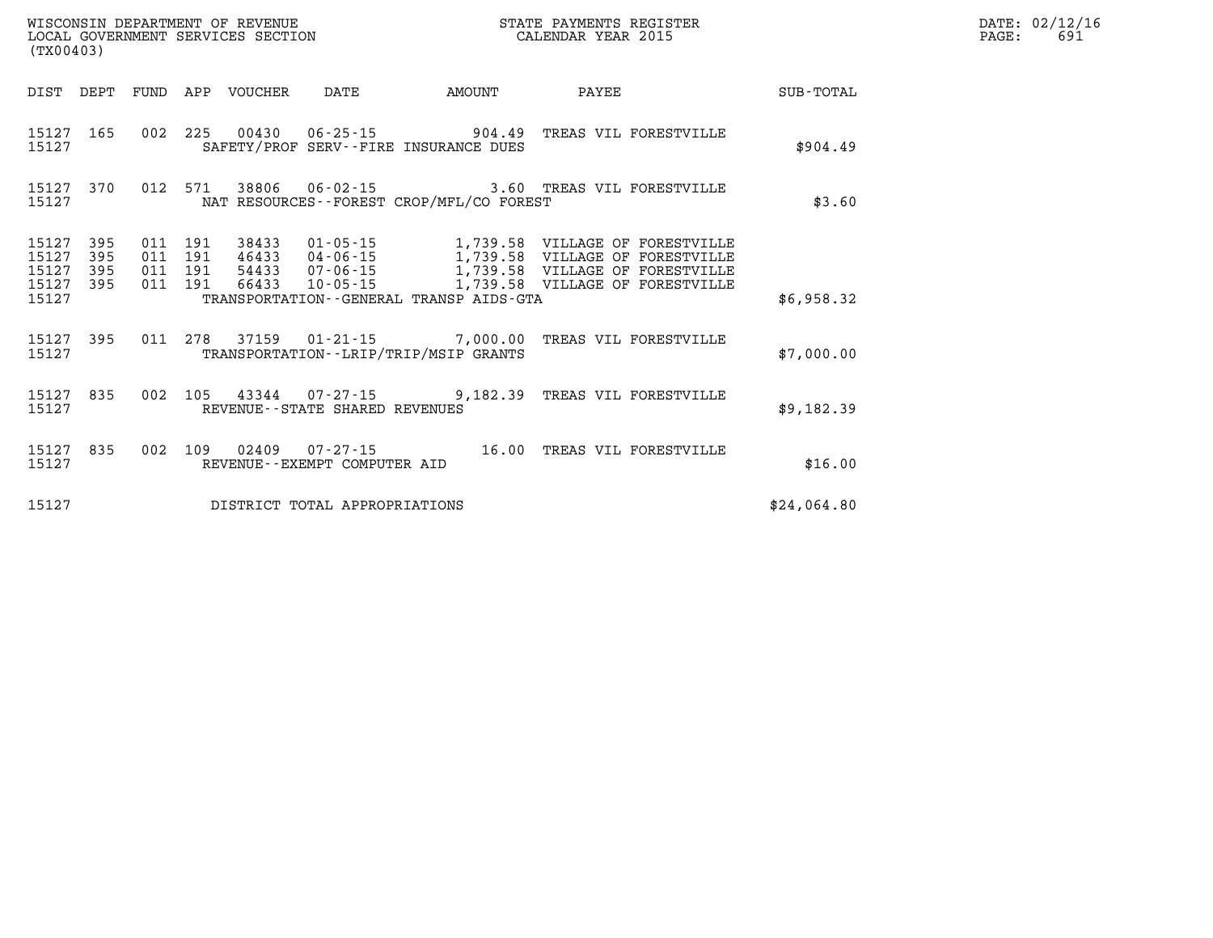WISCONSIN DEPARTMENT OF REVENUE
LOCAL GOVERNMENT SERVICES SECTION
(TX00403)

STATE PAYMENTS REGISTER
CALENDAR YEAR 2015

DATE: 02/12/16

| DIST | DEPT | FUND | APP | VOUCHER | DATE | AMOUNT | PAYEE | SUB-TOTAL |
|---|---|---|---|---|---|---|---|---|
| 15127 | 165 | 002 | 225 | 00430 | 06-25-15 | 904.49 | TREAS VIL FORESTVILLE | |
| 15127 | | | | | SAFETY/PROF SERV--FIRE INSURANCE DUES | | | $904.49 |
| 15127 | 370 | 012 | 571 | 38806 | 06-02-15 | 3.60 | TREAS VIL FORESTVILLE | |
| 15127 | | | | | NAT RESOURCES--FOREST CROP/MFL/CO FOREST | | | $3.60 |
| 15127 | 395 | 011 | 191 | 38433 | 01-05-15 | 1,739.58 | VILLAGE OF FORESTVILLE | |
| 15127 | 395 | 011 | 191 | 46433 | 04-06-15 | 1,739.58 | VILLAGE OF FORESTVILLE | |
| 15127 | 395 | 011 | 191 | 54433 | 07-06-15 | 1,739.58 | VILLAGE OF FORESTVILLE | |
| 15127 | 395 | 011 | 191 | 66433 | 10-05-15 | 1,739.58 | VILLAGE OF FORESTVILLE | |
| 15127 | | | | | TRANSPORTATION--GENERAL TRANSP AIDS-GTA | | | $6,958.32 |
| 15127 | 395 | 011 | 278 | 37159 | 01-21-15 | 7,000.00 | TREAS VIL FORESTVILLE | |
| 15127 | | | | | TRANSPORTATION--LRIP/TRIP/MSIP GRANTS | | | $7,000.00 |
| 15127 | 835 | 002 | 105 | 43344 | 07-27-15 | 9,182.39 | TREAS VIL FORESTVILLE | |
| 15127 | | | | | REVENUE--STATE SHARED REVENUES | | | $9,182.39 |
| 15127 | 835 | 002 | 109 | 02409 | 07-27-15 | 16.00 | TREAS VIL FORESTVILLE | |
| 15127 | | | | | REVENUE--EXEMPT COMPUTER AID | | | $16.00 |
| 15127 | | | | | DISTRICT TOTAL APPROPRIATIONS | | | $24,064.80 |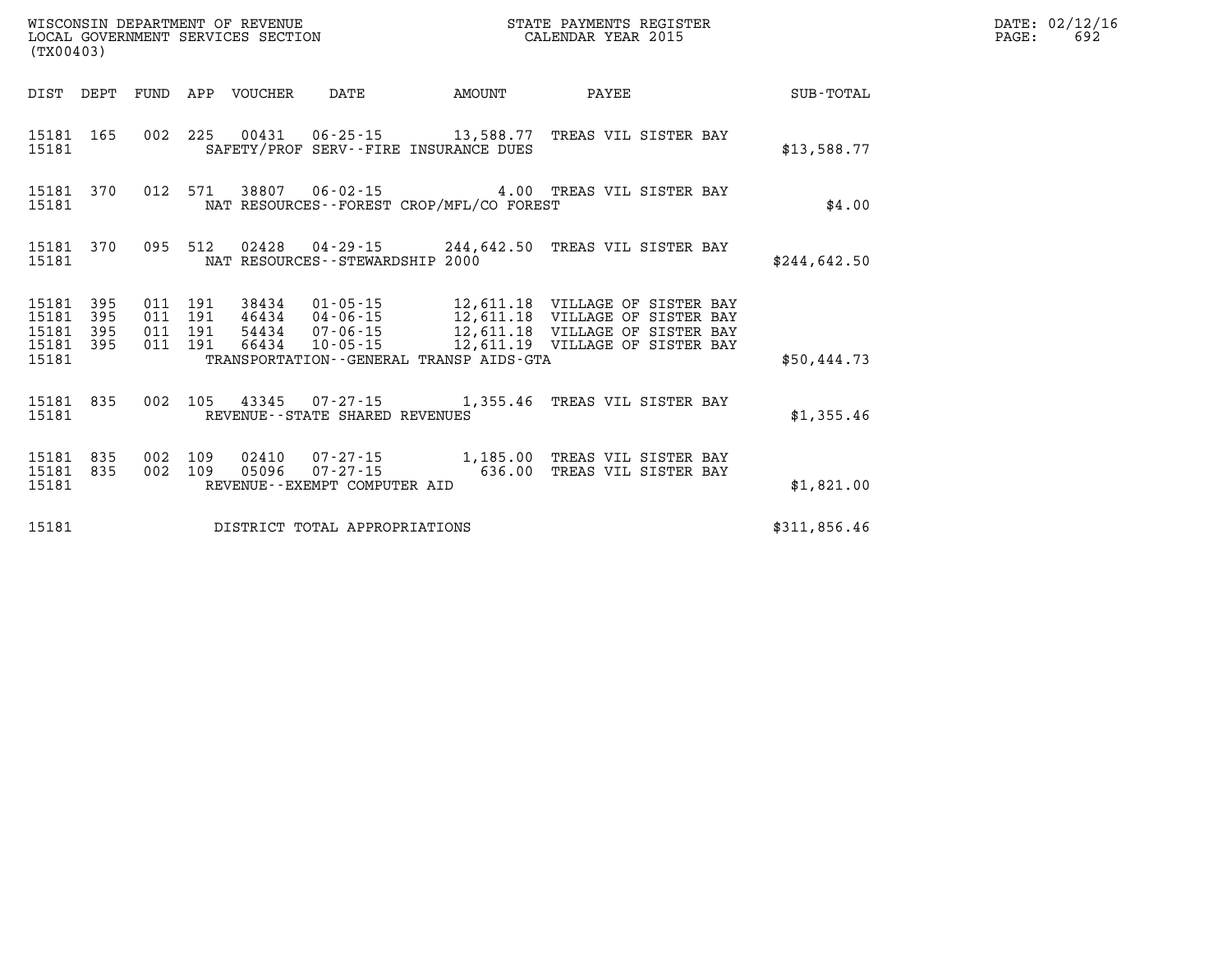WISCONSIN DEPARTMENT OF REVENUE
LOCAL GOVERNMENT SERVICES SECTION
(TX00403)

STATE PAYMENTS REGISTER
CALENDAR YEAR 2015

DATE: 02/12/16
PAGE: 692

| DIST | DEPT | FUND | APP | VOUCHER | DATE | AMOUNT | PAYEE | SUB-TOTAL |
|---|---|---|---|---|---|---|---|---|
| 15181 | 165 | 002 | 225 | 00431 | 06-25-15 | 13,588.77 | TREAS VIL SISTER BAY | |
| 15181 | | | | SAFETY/PROF SERV--FIRE INSURANCE DUES | | | | $13,588.77 |
| 15181 | 370 | 012 | 571 | 38807 | 06-02-15 | 4.00 | TREAS VIL SISTER BAY | |
| 15181 | | | | NAT RESOURCES--FOREST CROP/MFL/CO FOREST | | | | $4.00 |
| 15181 | 370 | 095 | 512 | 02428 | 04-29-15 | 244,642.50 | TREAS VIL SISTER BAY | |
| 15181 | | | | NAT RESOURCES--STEWARDSHIP 2000 | | | | $244,642.50 |
| 15181 | 395 | 011 | 191 | 38434 | 01-05-15 | 12,611.18 | VILLAGE OF SISTER BAY | |
| 15181 | 395 | 011 | 191 | 46434 | 04-06-15 | 12,611.18 | VILLAGE OF SISTER BAY | |
| 15181 | 395 | 011 | 191 | 54434 | 07-06-15 | 12,611.18 | VILLAGE OF SISTER BAY | |
| 15181 | 395 | 011 | 191 | 66434 | 10-05-15 | 12,611.19 | VILLAGE OF SISTER BAY | |
| 15181 | | | | TRANSPORTATION--GENERAL TRANSP AIDS-GTA | | | | $50,444.73 |
| 15181 | 835 | 002 | 105 | 43345 | 07-27-15 | 1,355.46 | TREAS VIL SISTER BAY | |
| 15181 | | | | REVENUE--STATE SHARED REVENUES | | | | $1,355.46 |
| 15181 | 835 | 002 | 109 | 02410 | 07-27-15 | 1,185.00 | TREAS VIL SISTER BAY | |
| 15181 | 835 | 002 | 109 | 05096 | 07-27-15 | 636.00 | TREAS VIL SISTER BAY | |
| 15181 | | | | REVENUE--EXEMPT COMPUTER AID | | | | $1,821.00 |
| 15181 | | | | DISTRICT TOTAL APPROPRIATIONS | | | | $311,856.46 |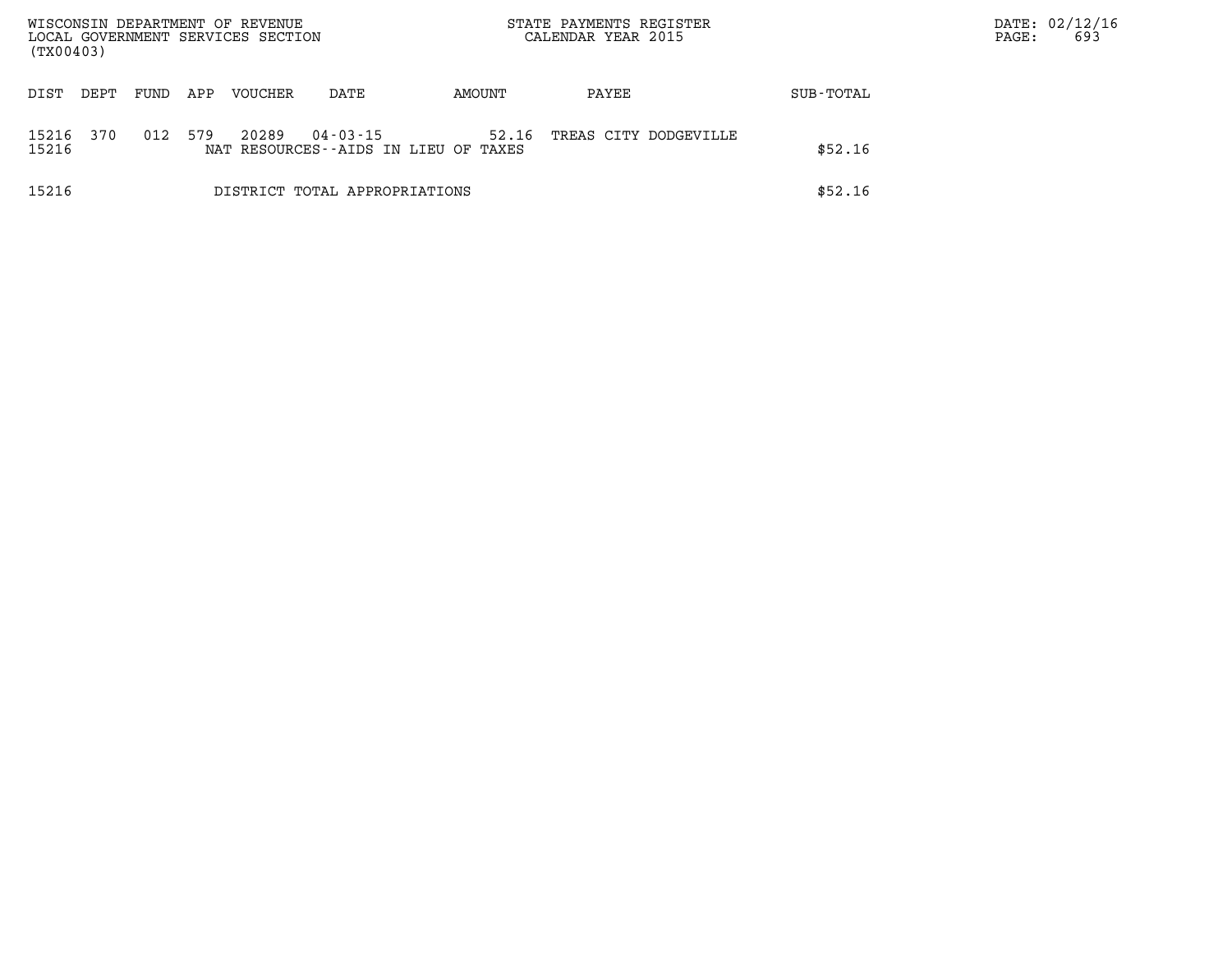| DIST | DEPT | FUND | APP | VOUCHER | DATE | AMOUNT | PAYEE | SUB-TOTAL |
|---|---|---|---|---|---|---|---|---|
| 15216 | 370 | 012 | 579 | 20289 | 04-03-15 | 52.16 | TREAS CITY DODGEVILLE | |
| 15216 | | | | NAT RESOURCES--AIDS IN LIEU OF TAXES | | | | $52.16 |
| 15216 | | | | DISTRICT TOTAL APPROPRIATIONS | | | | $52.16 |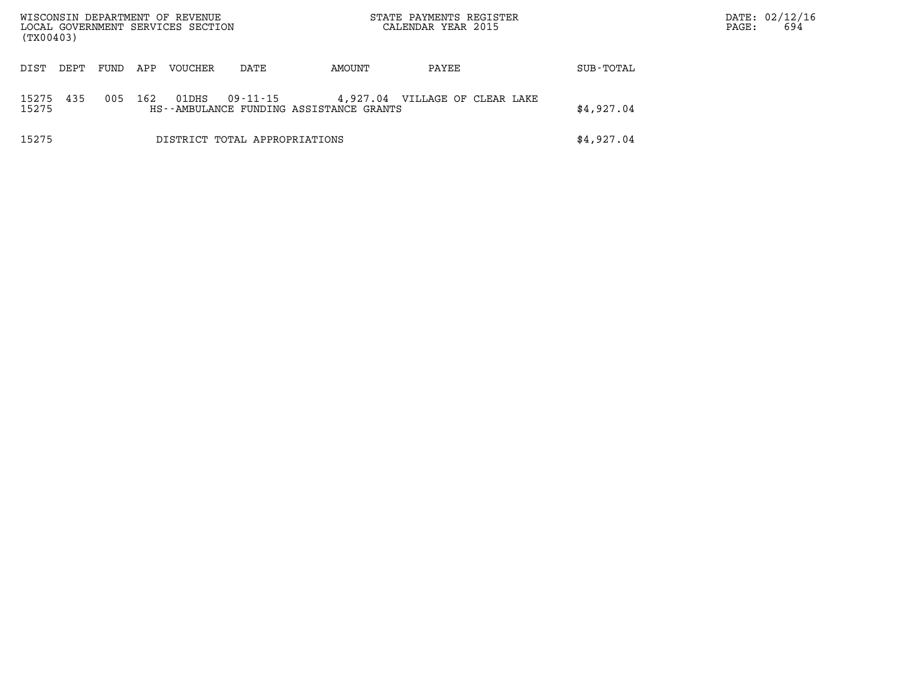WISCONSIN DEPARTMENT OF REVENUE
LOCAL GOVERNMENT SERVICES SECTION
(TX00403)

STATE PAYMENTS REGISTER
CALENDAR YEAR 2015

| DIST | DEPT | FUND | APP | VOUCHER | DATE | AMOUNT | PAYEE | SUB-TOTAL |
|---|---|---|---|---|---|---|---|---|
| 15275 | 435 | 005 | 162 | 01DHS | 09-11-15 | 4,927.04 | VILLAGE OF CLEAR LAKE | |
| 15275 | | | | HS--AMBULANCE FUNDING ASSISTANCE GRANTS | | | | $4,927.04 |
| 15275 | | | | DISTRICT TOTAL APPROPRIATIONS | | | | $4,927.04 |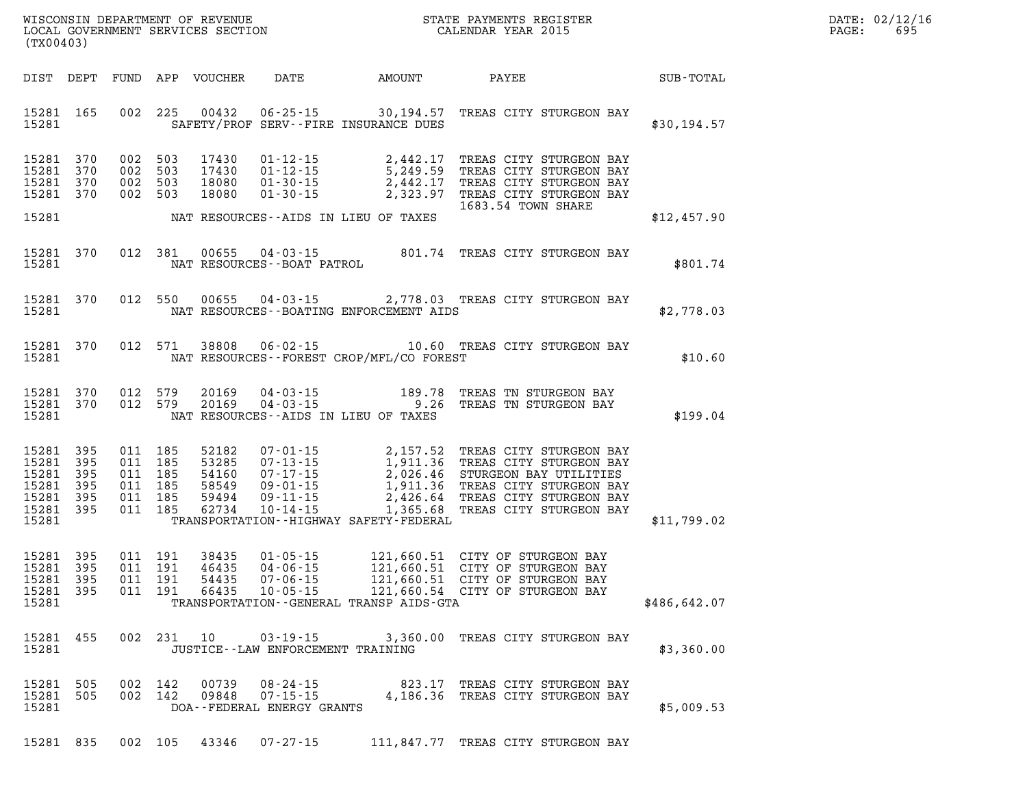WISCONSIN DEPARTMENT OF REVENUE
LOCAL GOVERNMENT SERVICES SECTION
(TX00403)

STATE PAYMENTS REGISTER
CALENDAR YEAR 2015

DATE: 02/12/16
PAGE: 695

| DIST | DEPT | FUND | APP | VOUCHER | DATE | AMOUNT | PAYEE | SUB-TOTAL |
|---|---|---|---|---|---|---|---|---|
| 15281 | 165 | 002 | 225 | 00432 | 06-25-15 | 30,194.57 | TREAS CITY STURGEON BAY | |
| 15281 | | | | | SAFETY/PROF SERV--FIRE INSURANCE DUES | | | $30,194.57 |
| 15281 | 370 | 002 | 503 | 17430 | 01-12-15 | 2,442.17 | TREAS CITY STURGEON BAY | |
| 15281 | 370 | 002 | 503 | 17430 | 01-12-15 | 5,249.59 | TREAS CITY STURGEON BAY | |
| 15281 | 370 | 002 | 503 | 18080 | 01-30-15 | 2,442.17 | TREAS CITY STURGEON BAY | |
| 15281 | 370 | 002 | 503 | 18080 | 01-30-15 | 2,323.97 | TREAS CITY STURGEON BAY 1683.54 TOWN SHARE | |
| 15281 | | | | | NAT RESOURCES--AIDS IN LIEU OF TAXES | | | $12,457.90 |
| 15281 | 370 | 012 | 381 | 00655 | 04-03-15 | 801.74 | TREAS CITY STURGEON BAY | |
| 15281 | | | | | NAT RESOURCES--BOAT PATROL | | | $801.74 |
| 15281 | 370 | 012 | 550 | 00655 | 04-03-15 | 2,778.03 | TREAS CITY STURGEON BAY | |
| 15281 | | | | | NAT RESOURCES--BOATING ENFORCEMENT AIDS | | | $2,778.03 |
| 15281 | 370 | 012 | 571 | 38808 | 06-02-15 | 10.60 | TREAS CITY STURGEON BAY | |
| 15281 | | | | | NAT RESOURCES--FOREST CROP/MFL/CO FOREST | | | $10.60 |
| 15281 | 370 | 012 | 579 | 20169 | 04-03-15 | 189.78 | TREAS TN STURGEON BAY | |
| 15281 | 370 | 012 | 579 | 20169 | 04-03-15 | 9.26 | TREAS TN STURGEON BAY | |
| 15281 | | | | | NAT RESOURCES--AIDS IN LIEU OF TAXES | | | $199.04 |
| 15281 | 395 | 011 | 185 | 52182 | 07-01-15 | 2,157.52 | TREAS CITY STURGEON BAY | |
| 15281 | 395 | 011 | 185 | 53285 | 07-13-15 | 1,911.36 | TREAS CITY STURGEON BAY | |
| 15281 | 395 | 011 | 185 | 54160 | 07-17-15 | 2,026.46 | STURGEON BAY UTILITIES | |
| 15281 | 395 | 011 | 185 | 58549 | 09-01-15 | 1,911.36 | TREAS CITY STURGEON BAY | |
| 15281 | 395 | 011 | 185 | 59494 | 09-11-15 | 2,426.64 | TREAS CITY STURGEON BAY | |
| 15281 | 395 | 011 | 185 | 62734 | 10-14-15 | 1,365.68 | TREAS CITY STURGEON BAY | |
| 15281 | | | | | TRANSPORTATION--HIGHWAY SAFETY-FEDERAL | | | $11,799.02 |
| 15281 | 395 | 011 | 191 | 38435 | 01-05-15 | 121,660.51 | CITY OF STURGEON BAY | |
| 15281 | 395 | 011 | 191 | 46435 | 04-06-15 | 121,660.51 | CITY OF STURGEON BAY | |
| 15281 | 395 | 011 | 191 | 54435 | 07-06-15 | 121,660.51 | CITY OF STURGEON BAY | |
| 15281 | 395 | 011 | 191 | 66435 | 10-05-15 | 121,660.54 | CITY OF STURGEON BAY | |
| 15281 | | | | | TRANSPORTATION--GENERAL TRANSP AIDS-GTA | | | $486,642.07 |
| 15281 | 455 | 002 | 231 | 10 | 03-19-15 | 3,360.00 | TREAS CITY STURGEON BAY | |
| 15281 | | | | | JUSTICE--LAW ENFORCEMENT TRAINING | | | $3,360.00 |
| 15281 | 505 | 002 | 142 | 00739 | 08-24-15 | 823.17 | TREAS CITY STURGEON BAY | |
| 15281 | 505 | 002 | 142 | 09848 | 07-15-15 | 4,186.36 | TREAS CITY STURGEON BAY | |
| 15281 | | | | | DOA--FEDERAL ENERGY GRANTS | | | $5,009.53 |
| 15281 | 835 | 002 | 105 | 43346 | 07-27-15 | 111,847.77 | TREAS CITY STURGEON BAY | |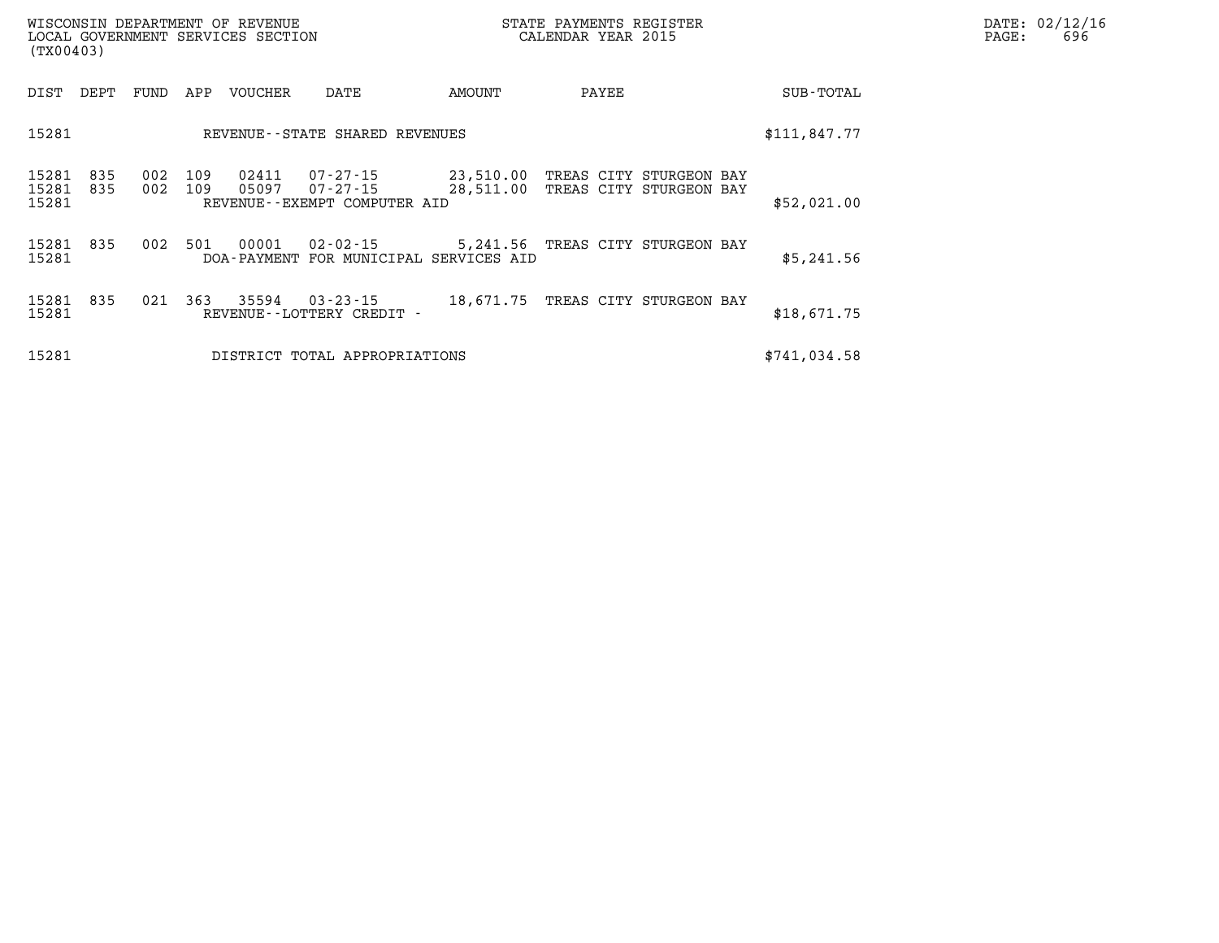WISCONSIN DEPARTMENT OF REVENUE
LOCAL GOVERNMENT SERVICES SECTION
(TX00403)

STATE PAYMENTS REGISTER
CALENDAR YEAR 2015

DATE: 02/12/16
PAGE: 696

| DIST | DEPT | FUND | APP | VOUCHER | DATE | AMOUNT | PAYEE | SUB-TOTAL |
|---|---|---|---|---|---|---|---|---|
| 15281 | | | | REVENUE--STATE SHARED REVENUES | | | | $111,847.77 |
| 15281 | 835 | 002 | 109 | 02411 | 07-27-15 | 23,510.00 | TREAS CITY STURGEON BAY | |
| 15281 | 835 | 002 | 109 | 05097 | 07-27-15 | 28,511.00 | TREAS CITY STURGEON BAY | |
| 15281 | | | | REVENUE--EXEMPT COMPUTER AID | | | | $52,021.00 |
| 15281 | 835 | 002 | 501 | 00001 | 02-02-15 | 5,241.56 | TREAS CITY STURGEON BAY | |
| 15281 | | | | DOA-PAYMENT FOR MUNICIPAL SERVICES AID | | | | $5,241.56 |
| 15281 | 835 | 021 | 363 | 35594 | 03-23-15 | 18,671.75 | TREAS CITY STURGEON BAY | |
| 15281 | | | | REVENUE--LOTTERY CREDIT - | | | | $18,671.75 |
| 15281 | | | | DISTRICT TOTAL APPROPRIATIONS | | | | $741,034.58 |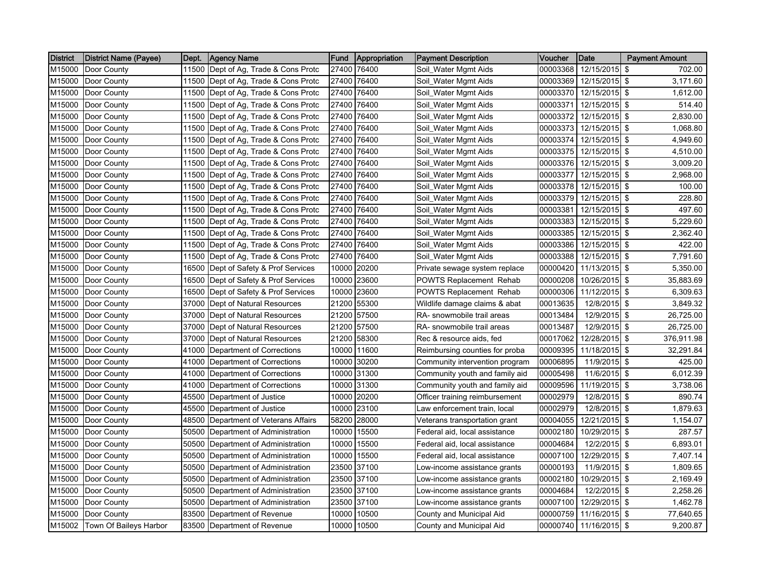| District | District Name (Payee) | Dept. | Agency Name | Fund | Appropriation | Payment Description | Voucher | Date | Payment Amount |
|---|---|---|---|---|---|---|---|---|---|
| M15000 | Door County | 11500 | Dept of Ag, Trade & Cons Protc | 27400 | 76400 | Soil_Water Mgmt Aids | 00003368 | 12/15/2015 | $ 702.00 |
| M15000 | Door County | 11500 | Dept of Ag, Trade & Cons Protc | 27400 | 76400 | Soil_Water Mgmt Aids | 00003369 | 12/15/2015 | $ 3,171.60 |
| M15000 | Door County | 11500 | Dept of Ag, Trade & Cons Protc | 27400 | 76400 | Soil_Water Mgmt Aids | 00003370 | 12/15/2015 | $ 1,612.00 |
| M15000 | Door County | 11500 | Dept of Ag, Trade & Cons Protc | 27400 | 76400 | Soil_Water Mgmt Aids | 00003371 | 12/15/2015 | $ 514.40 |
| M15000 | Door County | 11500 | Dept of Ag, Trade & Cons Protc | 27400 | 76400 | Soil_Water Mgmt Aids | 00003372 | 12/15/2015 | $ 2,830.00 |
| M15000 | Door County | 11500 | Dept of Ag, Trade & Cons Protc | 27400 | 76400 | Soil_Water Mgmt Aids | 00003373 | 12/15/2015 | $ 1,068.80 |
| M15000 | Door County | 11500 | Dept of Ag, Trade & Cons Protc | 27400 | 76400 | Soil_Water Mgmt Aids | 00003374 | 12/15/2015 | $ 4,949.60 |
| M15000 | Door County | 11500 | Dept of Ag, Trade & Cons Protc | 27400 | 76400 | Soil_Water Mgmt Aids | 00003375 | 12/15/2015 | $ 4,510.00 |
| M15000 | Door County | 11500 | Dept of Ag, Trade & Cons Protc | 27400 | 76400 | Soil_Water Mgmt Aids | 00003376 | 12/15/2015 | $ 3,009.20 |
| M15000 | Door County | 11500 | Dept of Ag, Trade & Cons Protc | 27400 | 76400 | Soil_Water Mgmt Aids | 00003377 | 12/15/2015 | $ 2,968.00 |
| M15000 | Door County | 11500 | Dept of Ag, Trade & Cons Protc | 27400 | 76400 | Soil_Water Mgmt Aids | 00003378 | 12/15/2015 | $ 100.00 |
| M15000 | Door County | 11500 | Dept of Ag, Trade & Cons Protc | 27400 | 76400 | Soil_Water Mgmt Aids | 00003379 | 12/15/2015 | $ 228.80 |
| M15000 | Door County | 11500 | Dept of Ag, Trade & Cons Protc | 27400 | 76400 | Soil_Water Mgmt Aids | 00003381 | 12/15/2015 | $ 497.60 |
| M15000 | Door County | 11500 | Dept of Ag, Trade & Cons Protc | 27400 | 76400 | Soil_Water Mgmt Aids | 00003383 | 12/15/2015 | $ 5,229.60 |
| M15000 | Door County | 11500 | Dept of Ag, Trade & Cons Protc | 27400 | 76400 | Soil_Water Mgmt Aids | 00003385 | 12/15/2015 | $ 2,362.40 |
| M15000 | Door County | 11500 | Dept of Ag, Trade & Cons Protc | 27400 | 76400 | Soil_Water Mgmt Aids | 00003386 | 12/15/2015 | $ 422.00 |
| M15000 | Door County | 11500 | Dept of Ag, Trade & Cons Protc | 27400 | 76400 | Soil_Water Mgmt Aids | 00003388 | 12/15/2015 | $ 7,791.60 |
| M15000 | Door County | 16500 | Dept of Safety & Prof Services | 10000 | 20200 | Private sewage system replace | 00000420 | 11/13/2015 | $ 5,350.00 |
| M15000 | Door County | 16500 | Dept of Safety & Prof Services | 10000 | 23600 | POWTS Replacement Rehab | 00000208 | 10/26/2015 | $ 35,883.69 |
| M15000 | Door County | 16500 | Dept of Safety & Prof Services | 10000 | 23600 | POWTS Replacement Rehab | 00000306 | 11/12/2015 | $ 6,309.63 |
| M15000 | Door County | 37000 | Dept of Natural Resources | 21200 | 55300 | Wildlife damage claims & abat | 00013635 | 12/8/2015 | $ 3,849.32 |
| M15000 | Door County | 37000 | Dept of Natural Resources | 21200 | 57500 | RA- snowmobile trail areas | 00013484 | 12/9/2015 | $ 26,725.00 |
| M15000 | Door County | 37000 | Dept of Natural Resources | 21200 | 57500 | RA- snowmobile trail areas | 00013487 | 12/9/2015 | $ 26,725.00 |
| M15000 | Door County | 37000 | Dept of Natural Resources | 21200 | 58300 | Rec & resource aids, fed | 00017062 | 12/28/2015 | $ 376,911.98 |
| M15000 | Door County | 41000 | Department of Corrections | 10000 | 11600 | Reimbursing counties for proba | 00009395 | 11/18/2015 | $ 32,291.84 |
| M15000 | Door County | 41000 | Department of Corrections | 10000 | 30200 | Community intervention program | 00006895 | 11/9/2015 | $ 425.00 |
| M15000 | Door County | 41000 | Department of Corrections | 10000 | 31300 | Community youth and family aid | 00005498 | 11/6/2015 | $ 6,012.39 |
| M15000 | Door County | 41000 | Department of Corrections | 10000 | 31300 | Community youth and family aid | 00009596 | 11/19/2015 | $ 3,738.06 |
| M15000 | Door County | 45500 | Department of Justice | 10000 | 20200 | Officer training reimbursement | 00002979 | 12/8/2015 | $ 890.74 |
| M15000 | Door County | 45500 | Department of Justice | 10000 | 23100 | Law enforcement train, local | 00002979 | 12/8/2015 | $ 1,879.63 |
| M15000 | Door County | 48500 | Department of Veterans Affairs | 58200 | 28000 | Veterans transportation grant | 00004055 | 12/21/2015 | $ 1,154.07 |
| M15000 | Door County | 50500 | Department of Administration | 10000 | 15500 | Federal aid, local assistance | 00002180 | 10/29/2015 | $ 287.57 |
| M15000 | Door County | 50500 | Department of Administration | 10000 | 15500 | Federal aid, local assistance | 00004684 | 12/2/2015 | $ 6,893.01 |
| M15000 | Door County | 50500 | Department of Administration | 10000 | 15500 | Federal aid, local assistance | 00007100 | 12/29/2015 | $ 7,407.14 |
| M15000 | Door County | 50500 | Department of Administration | 23500 | 37100 | Low-income assistance grants | 00000193 | 11/9/2015 | $ 1,809.65 |
| M15000 | Door County | 50500 | Department of Administration | 23500 | 37100 | Low-income assistance grants | 00002180 | 10/29/2015 | $ 2,169.49 |
| M15000 | Door County | 50500 | Department of Administration | 23500 | 37100 | Low-income assistance grants | 00004684 | 12/2/2015 | $ 2,258.26 |
| M15000 | Door County | 50500 | Department of Administration | 23500 | 37100 | Low-income assistance grants | 00007100 | 12/29/2015 | $ 1,462.78 |
| M15000 | Door County | 83500 | Department of Revenue | 10000 | 10500 | County and Municipal Aid | 00000759 | 11/16/2015 | $ 77,640.65 |
| M15002 | Town Of Baileys Harbor | 83500 | Department of Revenue | 10000 | 10500 | County and Municipal Aid | 00000740 | 11/16/2015 | $ 9,200.87 |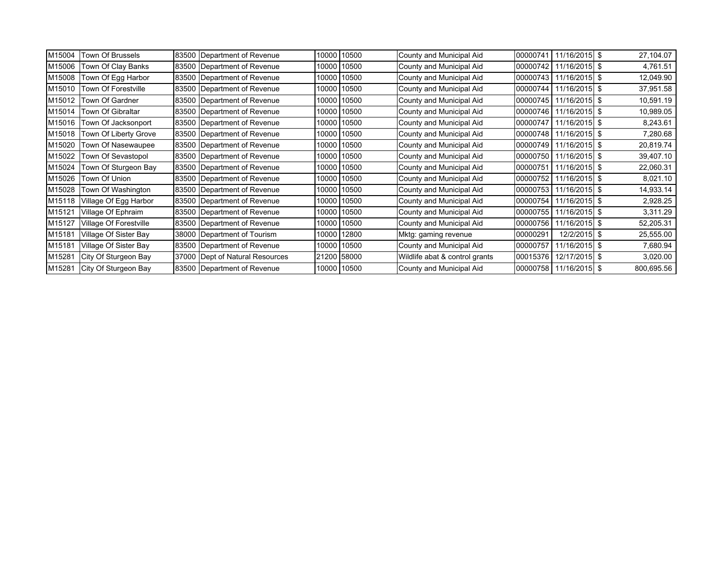| | | | | | | | | | | |
|---|---|---|---|---|---|---|---|---|---|---|
| M15004 | Town Of Brussels | 83500 | Department of Revenue | 10000 | 10500 | County and Municipal Aid | 00000741 | 11/16/2015 | $ | 27,104.07 |
| M15006 | Town Of Clay Banks | 83500 | Department of Revenue | 10000 | 10500 | County and Municipal Aid | 00000742 | 11/16/2015 | $ | 4,761.51 |
| M15008 | Town Of Egg Harbor | 83500 | Department of Revenue | 10000 | 10500 | County and Municipal Aid | 00000743 | 11/16/2015 | $ | 12,049.90 |
| M15010 | Town Of Forestville | 83500 | Department of Revenue | 10000 | 10500 | County and Municipal Aid | 00000744 | 11/16/2015 | $ | 37,951.58 |
| M15012 | Town Of Gardner | 83500 | Department of Revenue | 10000 | 10500 | County and Municipal Aid | 00000745 | 11/16/2015 | $ | 10,591.19 |
| M15014 | Town Of Gibraltar | 83500 | Department of Revenue | 10000 | 10500 | County and Municipal Aid | 00000746 | 11/16/2015 | $ | 10,989.05 |
| M15016 | Town Of Jacksonport | 83500 | Department of Revenue | 10000 | 10500 | County and Municipal Aid | 00000747 | 11/16/2015 | $ | 8,243.61 |
| M15018 | Town Of Liberty Grove | 83500 | Department of Revenue | 10000 | 10500 | County and Municipal Aid | 00000748 | 11/16/2015 | $ | 7,280.68 |
| M15020 | Town Of Nasewaupee | 83500 | Department of Revenue | 10000 | 10500 | County and Municipal Aid | 00000749 | 11/16/2015 | $ | 20,819.74 |
| M15022 | Town Of Sevastopol | 83500 | Department of Revenue | 10000 | 10500 | County and Municipal Aid | 00000750 | 11/16/2015 | $ | 39,407.10 |
| M15024 | Town Of Sturgeon Bay | 83500 | Department of Revenue | 10000 | 10500 | County and Municipal Aid | 00000751 | 11/16/2015 | $ | 22,060.31 |
| M15026 | Town Of Union | 83500 | Department of Revenue | 10000 | 10500 | County and Municipal Aid | 00000752 | 11/16/2015 | $ | 8,021.10 |
| M15028 | Town Of Washington | 83500 | Department of Revenue | 10000 | 10500 | County and Municipal Aid | 00000753 | 11/16/2015 | $ | 14,933.14 |
| M15118 | Village Of Egg Harbor | 83500 | Department of Revenue | 10000 | 10500 | County and Municipal Aid | 00000754 | 11/16/2015 | $ | 2,928.25 |
| M15121 | Village Of Ephraim | 83500 | Department of Revenue | 10000 | 10500 | County and Municipal Aid | 00000755 | 11/16/2015 | $ | 3,311.29 |
| M15127 | Village Of Forestville | 83500 | Department of Revenue | 10000 | 10500 | County and Municipal Aid | 00000756 | 11/16/2015 | $ | 52,205.31 |
| M15181 | Village Of Sister Bay | 38000 | Department of Tourism | 10000 | 12800 | Mktg: gaming revenue | 00000291 | 12/2/2015 | $ | 25,555.00 |
| M15181 | Village Of Sister Bay | 83500 | Department of Revenue | 10000 | 10500 | County and Municipal Aid | 00000757 | 11/16/2015 | $ | 7,680.94 |
| M15281 | City Of Sturgeon Bay | 37000 | Dept of Natural Resources | 21200 | 58000 | Wildlife abat & control grants | 00015376 | 12/17/2015 | $ | 3,020.00 |
| M15281 | City Of Sturgeon Bay | 83500 | Department of Revenue | 10000 | 10500 | County and Municipal Aid | 00000758 | 11/16/2015 | $ | 800,695.56 |